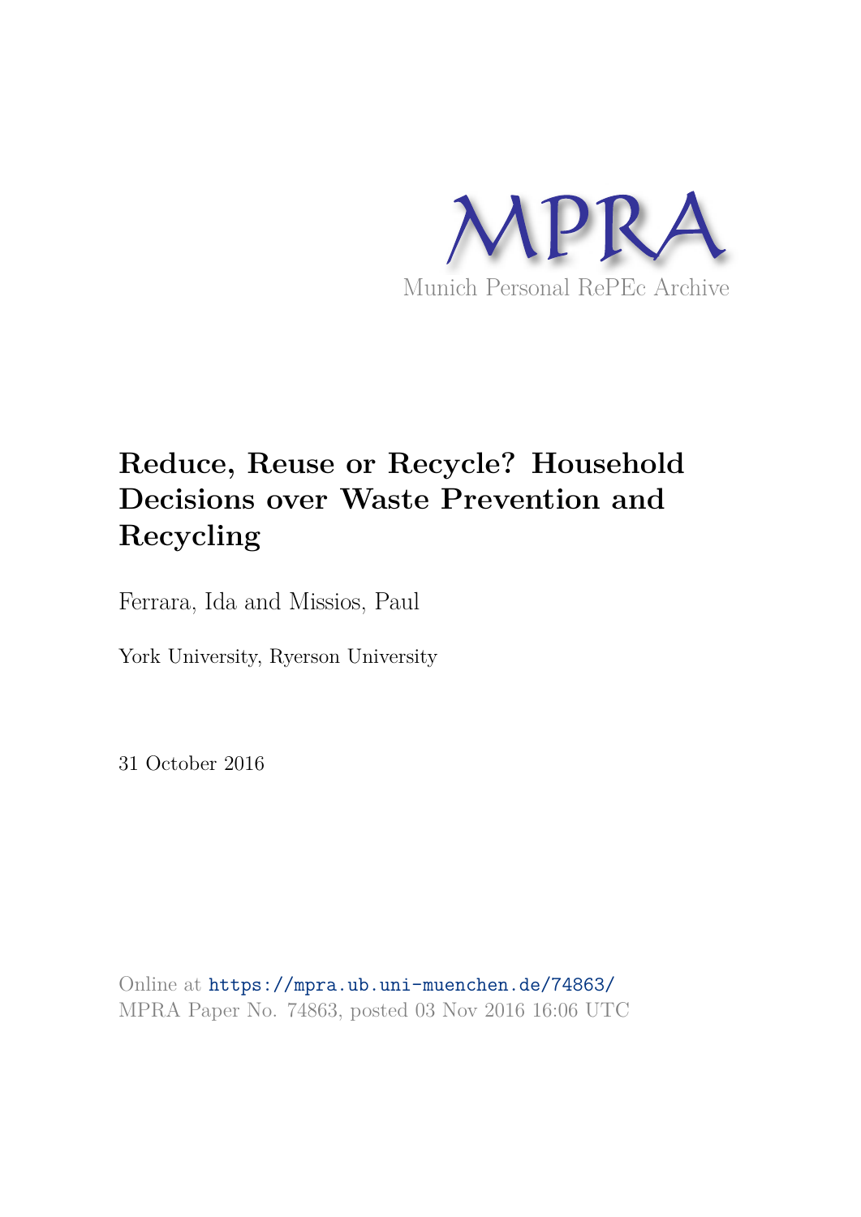MPRA

Munich Personal RePEc Archive

# Reduce, Reuse or Recycle? Household Decisions over Waste Prevention and Recycling

Ferrara, Ida and Missios, Paul

York University, Ryerson University

31 October 2016

Online at https://mpra.ub.uni-muenchen.de/74863/
MPRA Paper No. 74863, posted 03 Nov 2016 16:06 UTC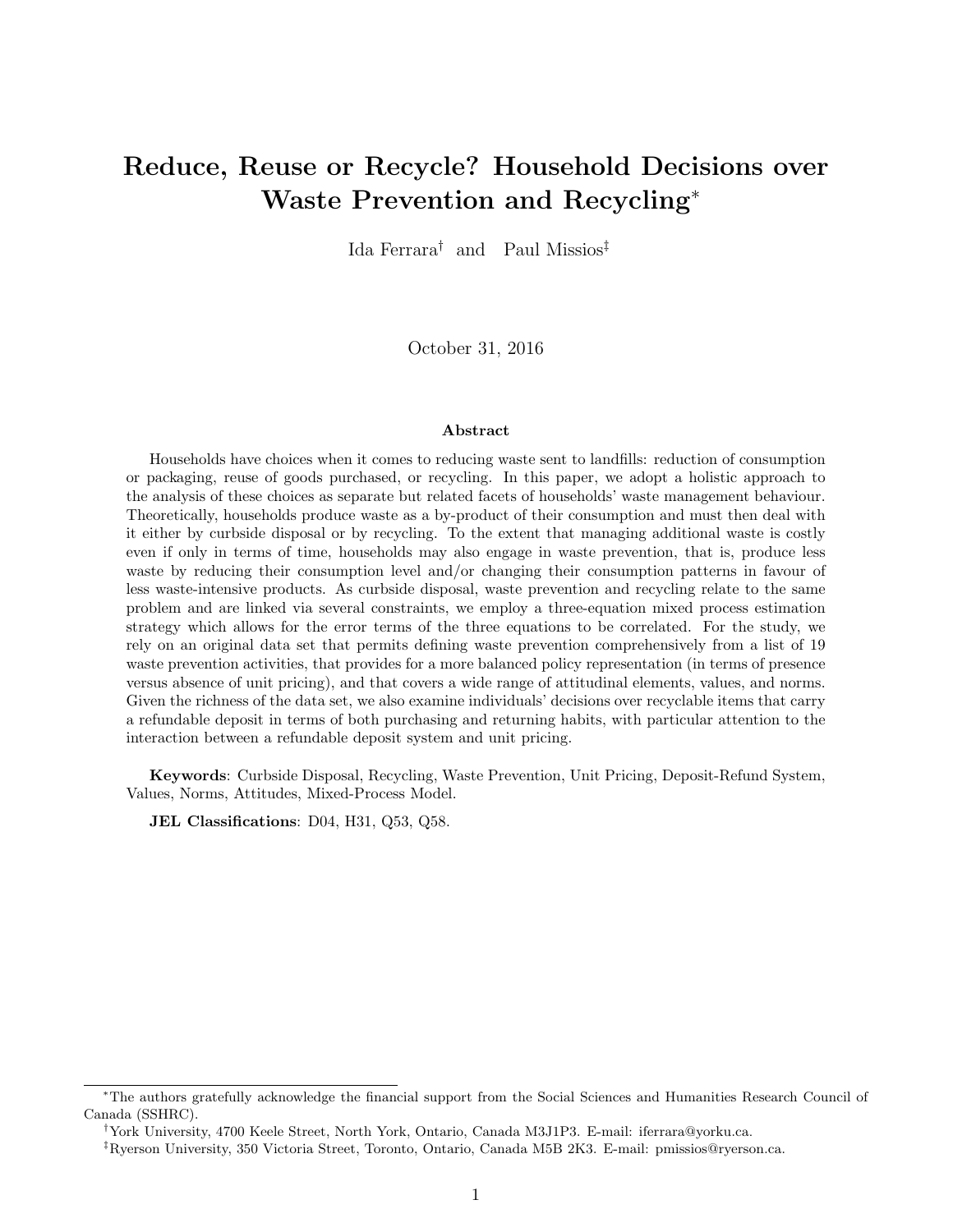# Reduce, Reuse or Recycle? Household Decisions over Waste Prevention and Recycling*

Ida Ferrara† and Paul Missios‡

October 31, 2016

### Abstract

Households have choices when it comes to reducing waste sent to landfills: reduction of consumption or packaging, reuse of goods purchased, or recycling. In this paper, we adopt a holistic approach to the analysis of these choices as separate but related facets of households' waste management behaviour. Theoretically, households produce waste as a by-product of their consumption and must then deal with it either by curbside disposal or by recycling. To the extent that managing additional waste is costly even if only in terms of time, households may also engage in waste prevention, that is, produce less waste by reducing their consumption level and/or changing their consumption patterns in favour of less waste-intensive products. As curbside disposal, waste prevention and recycling relate to the same problem and are linked via several constraints, we employ a three-equation mixed process estimation strategy which allows for the error terms of the three equations to be correlated. For the study, we rely on an original data set that permits defining waste prevention comprehensively from a list of 19 waste prevention activities, that provides for a more balanced policy representation (in terms of presence versus absence of unit pricing), and that covers a wide range of attitudinal elements, values, and norms. Given the richness of the data set, we also examine individuals' decisions over recyclable items that carry a refundable deposit in terms of both purchasing and returning habits, with particular attention to the interaction between a refundable deposit system and unit pricing.

**Keywords**: Curbside Disposal, Recycling, Waste Prevention, Unit Pricing, Deposit-Refund System, Values, Norms, Attitudes, Mixed-Process Model.

**JEL Classifications**: D04, H31, Q53, Q58.

---

*The authors gratefully acknowledge the financial support from the Social Sciences and Humanities Research Council of Canada (SSHRC).

†York University, 4700 Keele Street, North York, Ontario, Canada M3J1P3. E-mail: iferrara@yorku.ca.

‡Ryerson University, 350 Victoria Street, Toronto, Ontario, Canada M5B 2K3. E-mail: pmissios@ryerson.ca.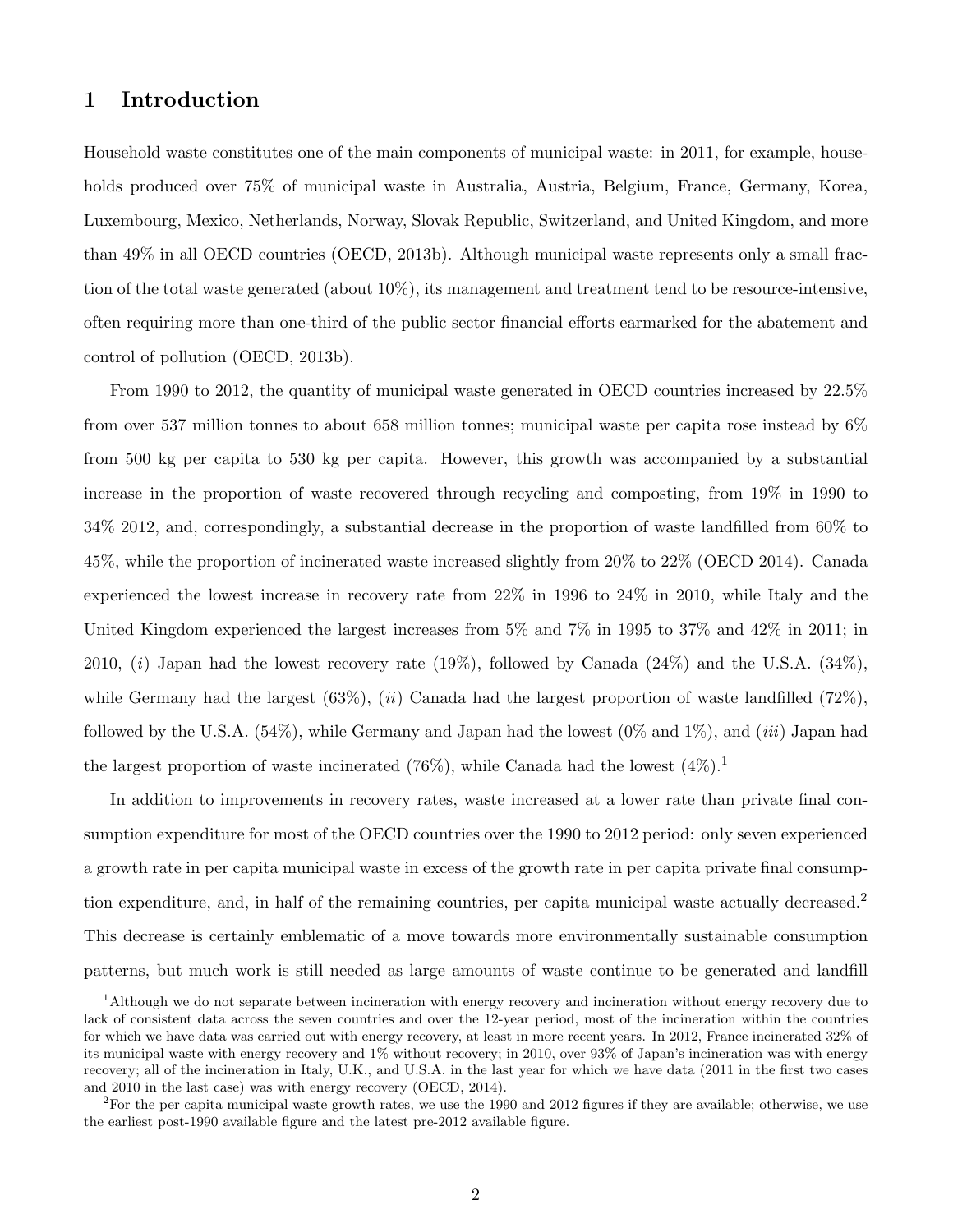# 1 Introduction

Household waste constitutes one of the main components of municipal waste: in 2011, for example, households produced over 75% of municipal waste in Australia, Austria, Belgium, France, Germany, Korea, Luxembourg, Mexico, Netherlands, Norway, Slovak Republic, Switzerland, and United Kingdom, and more than 49% in all OECD countries (OECD, 2013b). Although municipal waste represents only a small fraction of the total waste generated (about 10%), its management and treatment tend to be resource-intensive, often requiring more than one-third of the public sector financial efforts earmarked for the abatement and control of pollution (OECD, 2013b).

From 1990 to 2012, the quantity of municipal waste generated in OECD countries increased by 22.5% from over 537 million tonnes to about 658 million tonnes; municipal waste per capita rose instead by 6% from 500 kg per capita to 530 kg per capita. However, this growth was accompanied by a substantial increase in the proportion of waste recovered through recycling and composting, from 19% in 1990 to 34% 2012, and, correspondingly, a substantial decrease in the proportion of waste landfilled from 60% to 45%, while the proportion of incinerated waste increased slightly from 20% to 22% (OECD 2014). Canada experienced the lowest increase in recovery rate from 22% in 1996 to 24% in 2010, while Italy and the United Kingdom experienced the largest increases from 5% and 7% in 1995 to 37% and 42% in 2011; in 2010, (*i*) Japan had the lowest recovery rate (19%), followed by Canada (24%) and the U.S.A. (34%), while Germany had the largest (63%), (*ii*) Canada had the largest proportion of waste landfilled (72%), followed by the U.S.A. (54%), while Germany and Japan had the lowest (0% and 1%), and (*iii*) Japan had the largest proportion of waste incinerated (76%), while Canada had the lowest (4%).[1]

In addition to improvements in recovery rates, waste increased at a lower rate than private final consumption expenditure for most of the OECD countries over the 1990 to 2012 period: only seven experienced a growth rate in per capita municipal waste in excess of the growth rate in per capita private final consumption expenditure, and, in half of the remaining countries, per capita municipal waste actually decreased.[2] This decrease is certainly emblematic of a move towards more environmentally sustainable consumption patterns, but much work is still needed as large amounts of waste continue to be generated and landfill

[1] Although we do not separate between incineration with energy recovery and incineration without energy recovery due to lack of consistent data across the seven countries and over the 12-year period, most of the incineration within the countries for which we have data was carried out with energy recovery, at least in more recent years. In 2012, France incinerated 32% of its municipal waste with energy recovery and 1% without recovery; in 2010, over 93% of Japan's incineration was with energy recovery; all of the incineration in Italy, U.K., and U.S.A. in the last year for which we have data (2011 in the first two cases and 2010 in the last case) was with energy recovery (OECD, 2014).

[2] For the per capita municipal waste growth rates, we use the 1990 and 2012 figures if they are available; otherwise, we use the earliest post-1990 available figure and the latest pre-2012 available figure.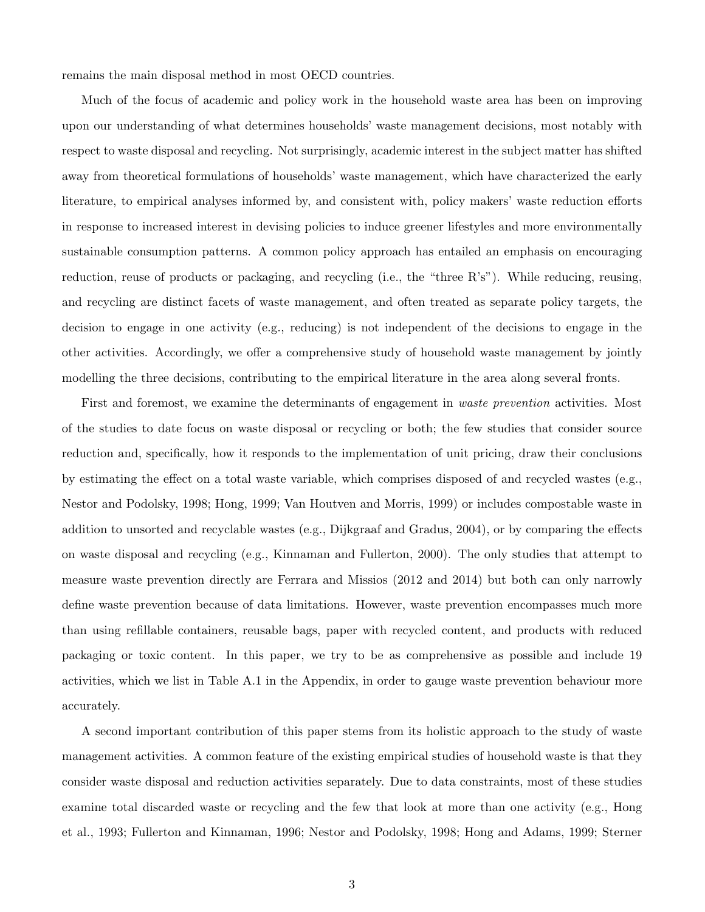remains the main disposal method in most OECD countries.

Much of the focus of academic and policy work in the household waste area has been on improving upon our understanding of what determines households' waste management decisions, most notably with respect to waste disposal and recycling. Not surprisingly, academic interest in the subject matter has shifted away from theoretical formulations of households' waste management, which have characterized the early literature, to empirical analyses informed by, and consistent with, policy makers' waste reduction efforts in response to increased interest in devising policies to induce greener lifestyles and more environmentally sustainable consumption patterns. A common policy approach has entailed an emphasis on encouraging reduction, reuse of products or packaging, and recycling (i.e., the "three R's"). While reducing, reusing, and recycling are distinct facets of waste management, and often treated as separate policy targets, the decision to engage in one activity (e.g., reducing) is not independent of the decisions to engage in the other activities. Accordingly, we offer a comprehensive study of household waste management by jointly modelling the three decisions, contributing to the empirical literature in the area along several fronts.

First and foremost, we examine the determinants of engagement in *waste prevention* activities. Most of the studies to date focus on waste disposal or recycling or both; the few studies that consider source reduction and, specifically, how it responds to the implementation of unit pricing, draw their conclusions by estimating the effect on a total waste variable, which comprises disposed of and recycled wastes (e.g., Nestor and Podolsky, 1998; Hong, 1999; Van Houtven and Morris, 1999) or includes compostable waste in addition to unsorted and recyclable wastes (e.g., Dijkgraaf and Gradus, 2004), or by comparing the effects on waste disposal and recycling (e.g., Kinnaman and Fullerton, 2000). The only studies that attempt to measure waste prevention directly are Ferrara and Missios (2012 and 2014) but both can only narrowly define waste prevention because of data limitations. However, waste prevention encompasses much more than using refillable containers, reusable bags, paper with recycled content, and products with reduced packaging or toxic content. In this paper, we try to be as comprehensive as possible and include 19 activities, which we list in Table A.1 in the Appendix, in order to gauge waste prevention behaviour more accurately.

A second important contribution of this paper stems from its holistic approach to the study of waste management activities. A common feature of the existing empirical studies of household waste is that they consider waste disposal and reduction activities separately. Due to data constraints, most of these studies examine total discarded waste or recycling and the few that look at more than one activity (e.g., Hong et al., 1993; Fullerton and Kinnaman, 1996; Nestor and Podolsky, 1998; Hong and Adams, 1999; Sterner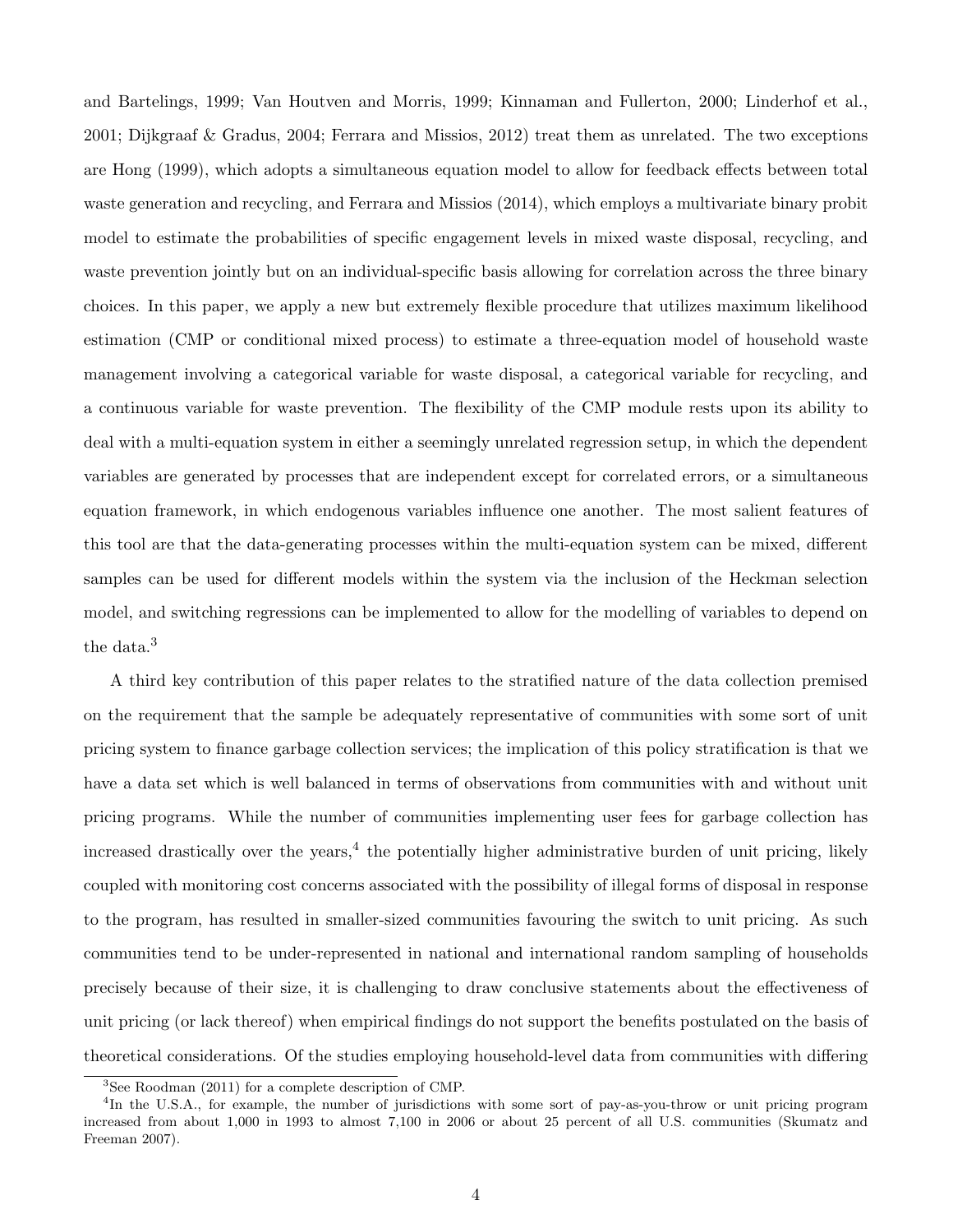and Bartelings, 1999; Van Houtven and Morris, 1999; Kinnaman and Fullerton, 2000; Linderhof et al., 2001; Dijkgraaf & Gradus, 2004; Ferrara and Missios, 2012) treat them as unrelated. The two exceptions are Hong (1999), which adopts a simultaneous equation model to allow for feedback effects between total waste generation and recycling, and Ferrara and Missios (2014), which employs a multivariate binary probit model to estimate the probabilities of specific engagement levels in mixed waste disposal, recycling, and waste prevention jointly but on an individual-specific basis allowing for correlation across the three binary choices. In this paper, we apply a new but extremely flexible procedure that utilizes maximum likelihood estimation (CMP or conditional mixed process) to estimate a three-equation model of household waste management involving a categorical variable for waste disposal, a categorical variable for recycling, and a continuous variable for waste prevention. The flexibility of the CMP module rests upon its ability to deal with a multi-equation system in either a seemingly unrelated regression setup, in which the dependent variables are generated by processes that are independent except for correlated errors, or a simultaneous equation framework, in which endogenous variables influence one another. The most salient features of this tool are that the data-generating processes within the multi-equation system can be mixed, different samples can be used for different models within the system via the inclusion of the Heckman selection model, and switching regressions can be implemented to allow for the modelling of variables to depend on the data.[3]

A third key contribution of this paper relates to the stratified nature of the data collection premised on the requirement that the sample be adequately representative of communities with some sort of unit pricing system to finance garbage collection services; the implication of this policy stratification is that we have a data set which is well balanced in terms of observations from communities with and without unit pricing programs. While the number of communities implementing user fees for garbage collection has increased drastically over the years,[4] the potentially higher administrative burden of unit pricing, likely coupled with monitoring cost concerns associated with the possibility of illegal forms of disposal in response to the program, has resulted in smaller-sized communities favouring the switch to unit pricing. As such communities tend to be under-represented in national and international random sampling of households precisely because of their size, it is challenging to draw conclusive statements about the effectiveness of unit pricing (or lack thereof) when empirical findings do not support the benefits postulated on the basis of theoretical considerations. Of the studies employing household-level data from communities with differing

[3] See Roodman (2011) for a complete description of CMP.

[4] In the U.S.A., for example, the number of jurisdictions with some sort of pay-as-you-throw or unit pricing program increased from about 1,000 in 1993 to almost 7,100 in 2006 or about 25 percent of all U.S. communities (Skumatz and Freeman 2007).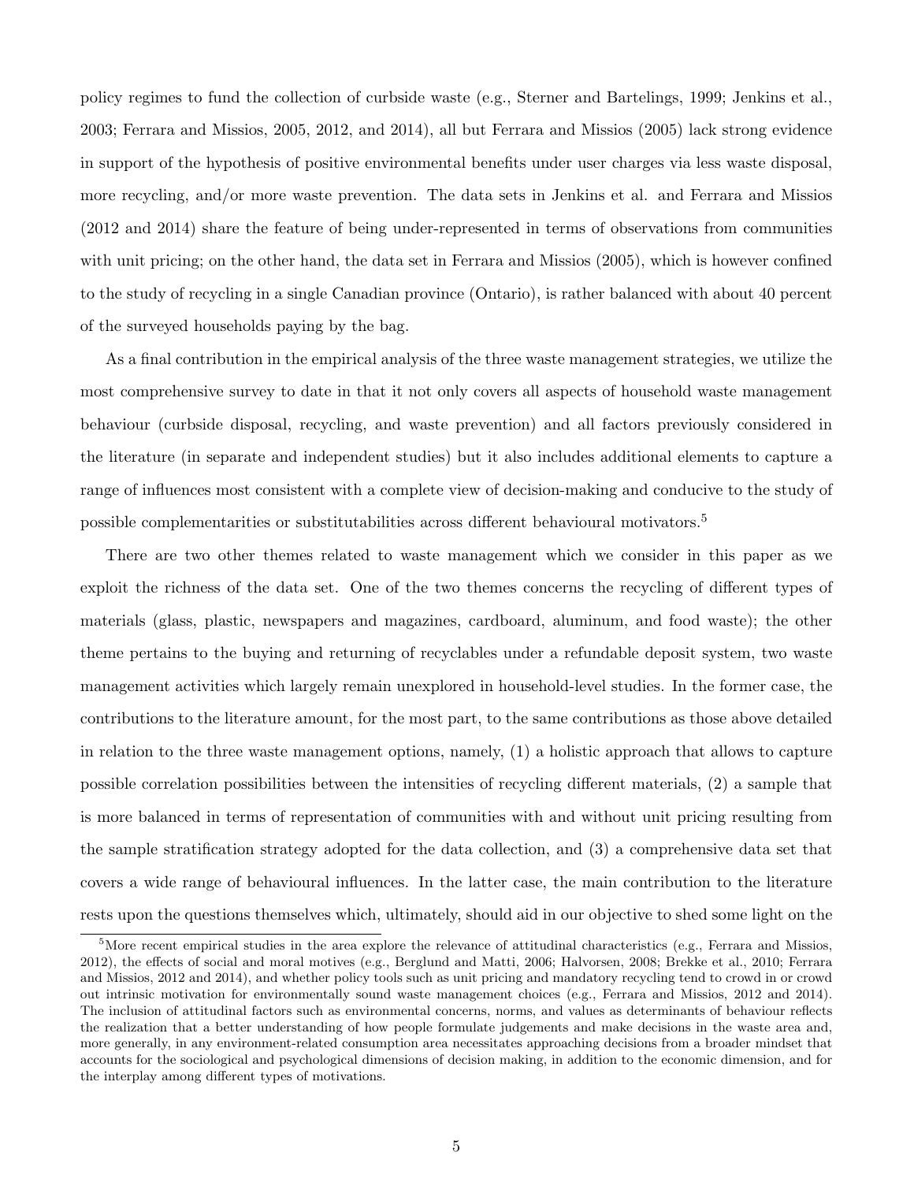policy regimes to fund the collection of curbside waste (e.g., Sterner and Bartelings, 1999; Jenkins et al., 2003; Ferrara and Missios, 2005, 2012, and 2014), all but Ferrara and Missios (2005) lack strong evidence in support of the hypothesis of positive environmental benefits under user charges via less waste disposal, more recycling, and/or more waste prevention. The data sets in Jenkins et al. and Ferrara and Missios (2012 and 2014) share the feature of being under-represented in terms of observations from communities with unit pricing; on the other hand, the data set in Ferrara and Missios (2005), which is however confined to the study of recycling in a single Canadian province (Ontario), is rather balanced with about 40 percent of the surveyed households paying by the bag.

As a final contribution in the empirical analysis of the three waste management strategies, we utilize the most comprehensive survey to date in that it not only covers all aspects of household waste management behaviour (curbside disposal, recycling, and waste prevention) and all factors previously considered in the literature (in separate and independent studies) but it also includes additional elements to capture a range of influences most consistent with a complete view of decision-making and conducive to the study of possible complementarities or substitutabilities across different behavioural motivators.[5]

There are two other themes related to waste management which we consider in this paper as we exploit the richness of the data set. One of the two themes concerns the recycling of different types of materials (glass, plastic, newspapers and magazines, cardboard, aluminum, and food waste); the other theme pertains to the buying and returning of recyclables under a refundable deposit system, two waste management activities which largely remain unexplored in household-level studies. In the former case, the contributions to the literature amount, for the most part, to the same contributions as those above detailed in relation to the three waste management options, namely, (1) a holistic approach that allows to capture possible correlation possibilities between the intensities of recycling different materials, (2) a sample that is more balanced in terms of representation of communities with and without unit pricing resulting from the sample stratification strategy adopted for the data collection, and (3) a comprehensive data set that covers a wide range of behavioural influences. In the latter case, the main contribution to the literature rests upon the questions themselves which, ultimately, should aid in our objective to shed some light on the

[5]More recent empirical studies in the area explore the relevance of attitudinal characteristics (e.g., Ferrara and Missios, 2012), the effects of social and moral motives (e.g., Berglund and Matti, 2006; Halvorsen, 2008; Brekke et al., 2010; Ferrara and Missios, 2012 and 2014), and whether policy tools such as unit pricing and mandatory recycling tend to crowd in or crowd out intrinsic motivation for environmentally sound waste management choices (e.g., Ferrara and Missios, 2012 and 2014). The inclusion of attitudinal factors such as environmental concerns, norms, and values as determinants of behaviour reflects the realization that a better understanding of how people formulate judgements and make decisions in the waste area and, more generally, in any environment-related consumption area necessitates approaching decisions from a broader mindset that accounts for the sociological and psychological dimensions of decision making, in addition to the economic dimension, and for the interplay among different types of motivations.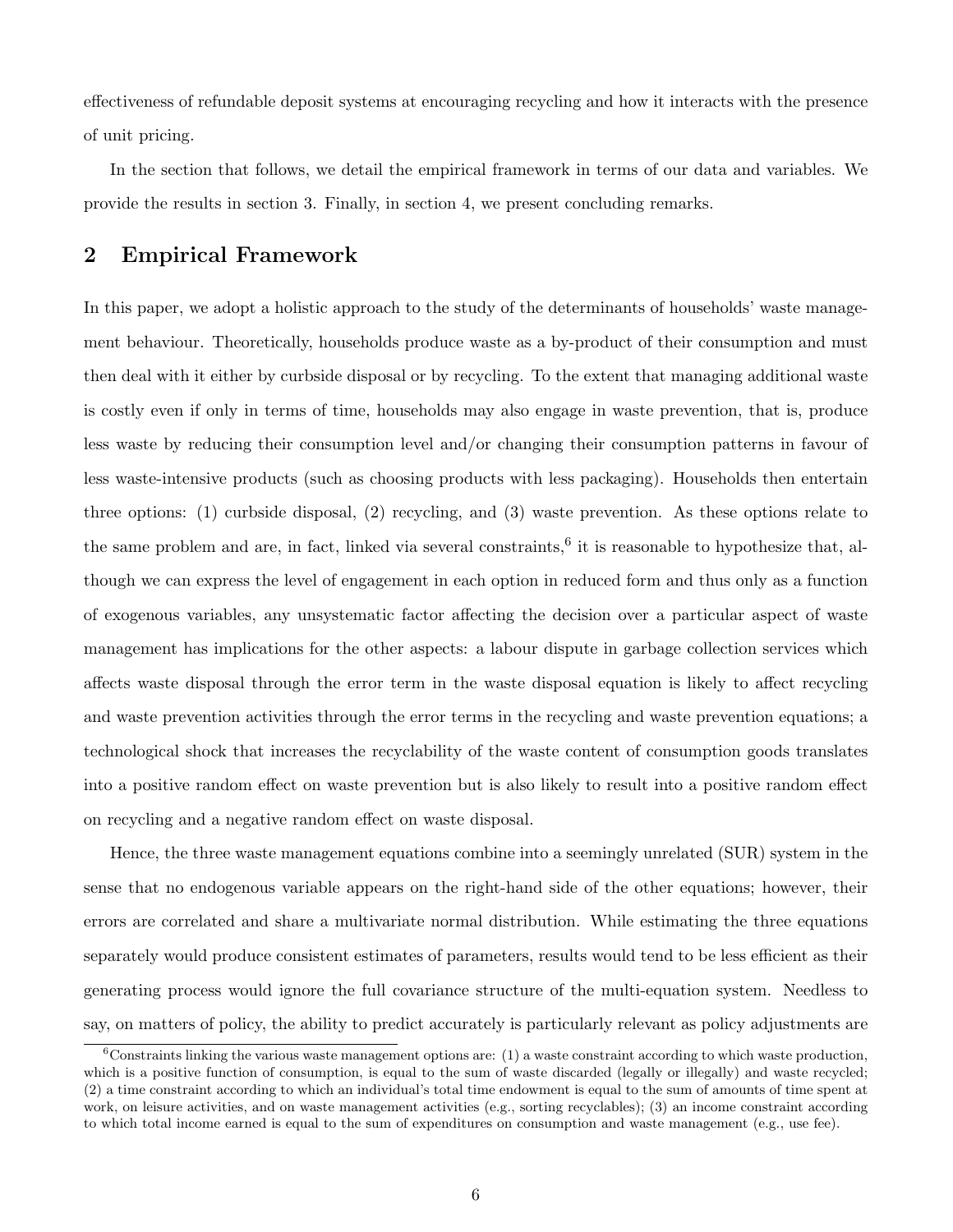effectiveness of refundable deposit systems at encouraging recycling and how it interacts with the presence of unit pricing.

In the section that follows, we detail the empirical framework in terms of our data and variables. We provide the results in section 3. Finally, in section 4, we present concluding remarks.

## 2 Empirical Framework

In this paper, we adopt a holistic approach to the study of the determinants of households' waste management behaviour. Theoretically, households produce waste as a by-product of their consumption and must then deal with it either by curbside disposal or by recycling. To the extent that managing additional waste is costly even if only in terms of time, households may also engage in waste prevention, that is, produce less waste by reducing their consumption level and/or changing their consumption patterns in favour of less waste-intensive products (such as choosing products with less packaging). Households then entertain three options: (1) curbside disposal, (2) recycling, and (3) waste prevention. As these options relate to the same problem and are, in fact, linked via several constraints,[6] it is reasonable to hypothesize that, although we can express the level of engagement in each option in reduced form and thus only as a function of exogenous variables, any unsystematic factor affecting the decision over a particular aspect of waste management has implications for the other aspects: a labour dispute in garbage collection services which affects waste disposal through the error term in the waste disposal equation is likely to affect recycling and waste prevention activities through the error terms in the recycling and waste prevention equations; a technological shock that increases the recyclability of the waste content of consumption goods translates into a positive random effect on waste prevention but is also likely to result into a positive random effect on recycling and a negative random effect on waste disposal.

Hence, the three waste management equations combine into a seemingly unrelated (SUR) system in the sense that no endogenous variable appears on the right-hand side of the other equations; however, their errors are correlated and share a multivariate normal distribution. While estimating the three equations separately would produce consistent estimates of parameters, results would tend to be less efficient as their generating process would ignore the full covariance structure of the multi-equation system. Needless to say, on matters of policy, the ability to predict accurately is particularly relevant as policy adjustments are

[6] Constraints linking the various waste management options are: (1) a waste constraint according to which waste production, which is a positive function of consumption, is equal to the sum of waste discarded (legally or illegally) and waste recycled; (2) a time constraint according to which an individual's total time endowment is equal to the sum of amounts of time spent at work, on leisure activities, and on waste management activities (e.g., sorting recyclables); (3) an income constraint according to which total income earned is equal to the sum of expenditures on consumption and waste management (e.g., use fee).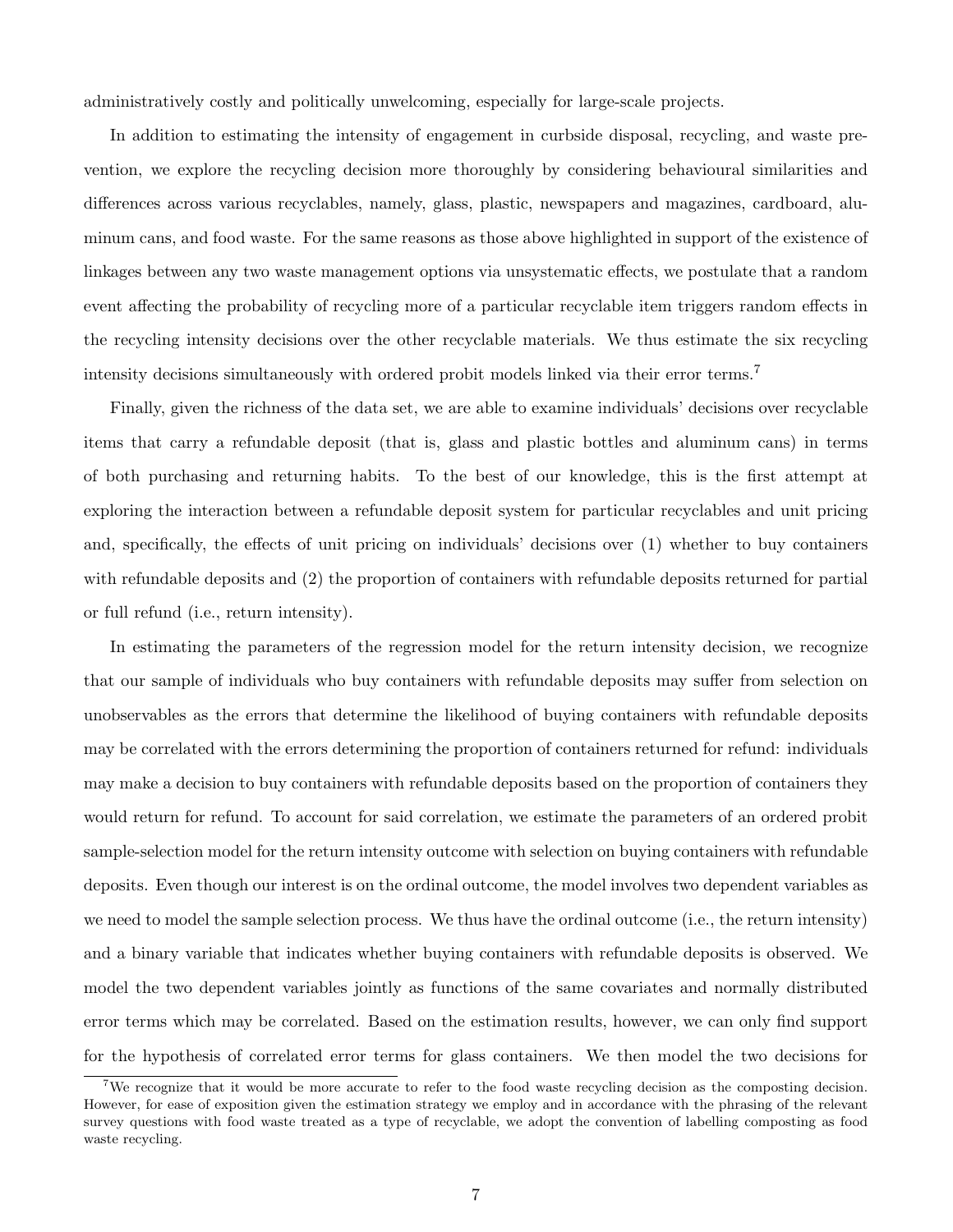administratively costly and politically unwelcoming, especially for large-scale projects.

In addition to estimating the intensity of engagement in curbside disposal, recycling, and waste prevention, we explore the recycling decision more thoroughly by considering behavioural similarities and differences across various recyclables, namely, glass, plastic, newspapers and magazines, cardboard, aluminum cans, and food waste. For the same reasons as those above highlighted in support of the existence of linkages between any two waste management options via unsystematic effects, we postulate that a random event affecting the probability of recycling more of a particular recyclable item triggers random effects in the recycling intensity decisions over the other recyclable materials. We thus estimate the six recycling intensity decisions simultaneously with ordered probit models linked via their error terms.[7]

Finally, given the richness of the data set, we are able to examine individuals' decisions over recyclable items that carry a refundable deposit (that is, glass and plastic bottles and aluminum cans) in terms of both purchasing and returning habits. To the best of our knowledge, this is the first attempt at exploring the interaction between a refundable deposit system for particular recyclables and unit pricing and, specifically, the effects of unit pricing on individuals' decisions over (1) whether to buy containers with refundable deposits and (2) the proportion of containers with refundable deposits returned for partial or full refund (i.e., return intensity).

In estimating the parameters of the regression model for the return intensity decision, we recognize that our sample of individuals who buy containers with refundable deposits may suffer from selection on unobservables as the errors that determine the likelihood of buying containers with refundable deposits may be correlated with the errors determining the proportion of containers returned for refund: individuals may make a decision to buy containers with refundable deposits based on the proportion of containers they would return for refund. To account for said correlation, we estimate the parameters of an ordered probit sample-selection model for the return intensity outcome with selection on buying containers with refundable deposits. Even though our interest is on the ordinal outcome, the model involves two dependent variables as we need to model the sample selection process. We thus have the ordinal outcome (i.e., the return intensity) and a binary variable that indicates whether buying containers with refundable deposits is observed. We model the two dependent variables jointly as functions of the same covariates and normally distributed error terms which may be correlated. Based on the estimation results, however, we can only find support for the hypothesis of correlated error terms for glass containers. We then model the two decisions for

[7] We recognize that it would be more accurate to refer to the food waste recycling decision as the composting decision. However, for ease of exposition given the estimation strategy we employ and in accordance with the phrasing of the relevant survey questions with food waste treated as a type of recyclable, we adopt the convention of labelling composting as food waste recycling.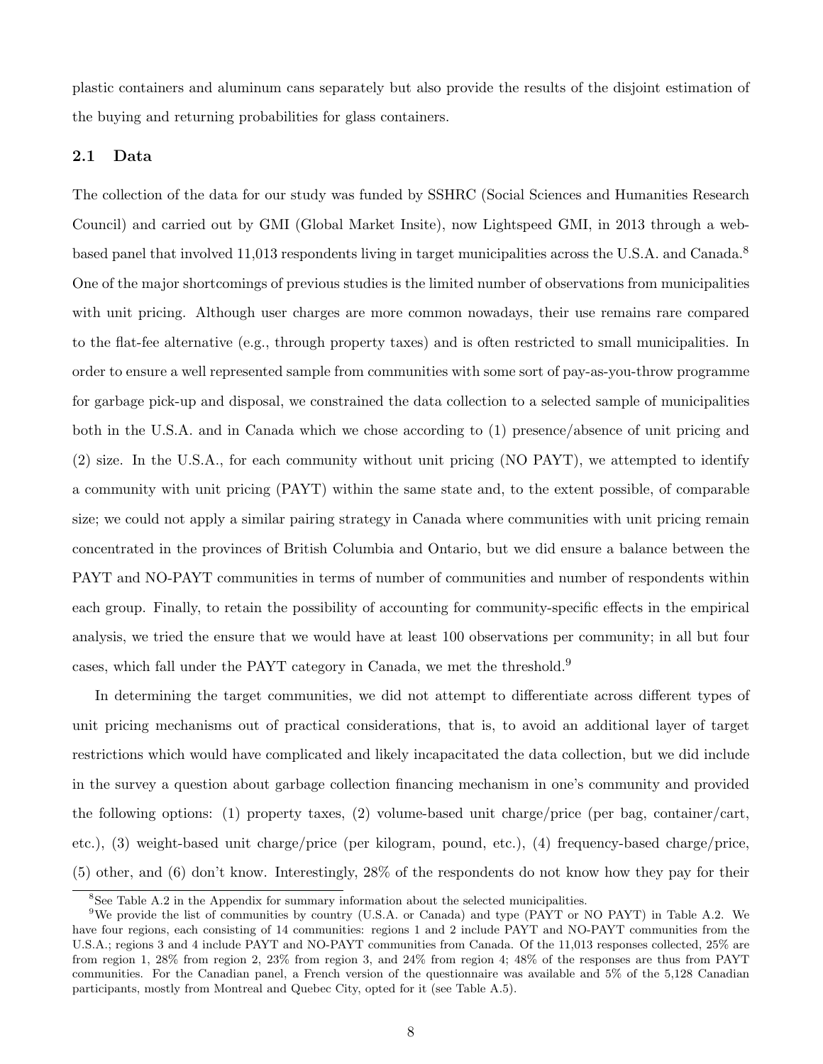plastic containers and aluminum cans separately but also provide the results of the disjoint estimation of the buying and returning probabilities for glass containers.

## 2.1 Data

The collection of the data for our study was funded by SSHRC (Social Sciences and Humanities Research Council) and carried out by GMI (Global Market Insite), now Lightspeed GMI, in 2013 through a web-based panel that involved 11,013 respondents living in target municipalities across the U.S.A. and Canada.[8] One of the major shortcomings of previous studies is the limited number of observations from municipalities with unit pricing. Although user charges are more common nowadays, their use remains rare compared to the flat-fee alternative (e.g., through property taxes) and is often restricted to small municipalities. In order to ensure a well represented sample from communities with some sort of pay-as-you-throw programme for garbage pick-up and disposal, we constrained the data collection to a selected sample of municipalities both in the U.S.A. and in Canada which we chose according to (1) presence/absence of unit pricing and (2) size. In the U.S.A., for each community without unit pricing (NO PAYT), we attempted to identify a community with unit pricing (PAYT) within the same state and, to the extent possible, of comparable size; we could not apply a similar pairing strategy in Canada where communities with unit pricing remain concentrated in the provinces of British Columbia and Ontario, but we did ensure a balance between the PAYT and NO-PAYT communities in terms of number of communities and number of respondents within each group. Finally, to retain the possibility of accounting for community-specific effects in the empirical analysis, we tried the ensure that we would have at least 100 observations per community; in all but four cases, which fall under the PAYT category in Canada, we met the threshold.[9]

In determining the target communities, we did not attempt to differentiate across different types of unit pricing mechanisms out of practical considerations, that is, to avoid an additional layer of target restrictions which would have complicated and likely incapacitated the data collection, but we did include in the survey a question about garbage collection financing mechanism in one's community and provided the following options: (1) property taxes, (2) volume-based unit charge/price (per bag, container/cart, etc.), (3) weight-based unit charge/price (per kilogram, pound, etc.), (4) frequency-based charge/price, (5) other, and (6) don't know. Interestingly, 28% of the respondents do not know how they pay for their

[8] See Table A.2 in the Appendix for summary information about the selected municipalities.

[9] We provide the list of communities by country (U.S.A. or Canada) and type (PAYT or NO PAYT) in Table A.2. We have four regions, each consisting of 14 communities: regions 1 and 2 include PAYT and NO-PAYT communities from the U.S.A.; regions 3 and 4 include PAYT and NO-PAYT communities from Canada. Of the 11,013 responses collected, 25% are from region 1, 28% from region 2, 23% from region 3, and 24% from region 4; 48% of the responses are thus from PAYT communities. For the Canadian panel, a French version of the questionnaire was available and 5% of the 5,128 Canadian participants, mostly from Montreal and Quebec City, opted for it (see Table A.5).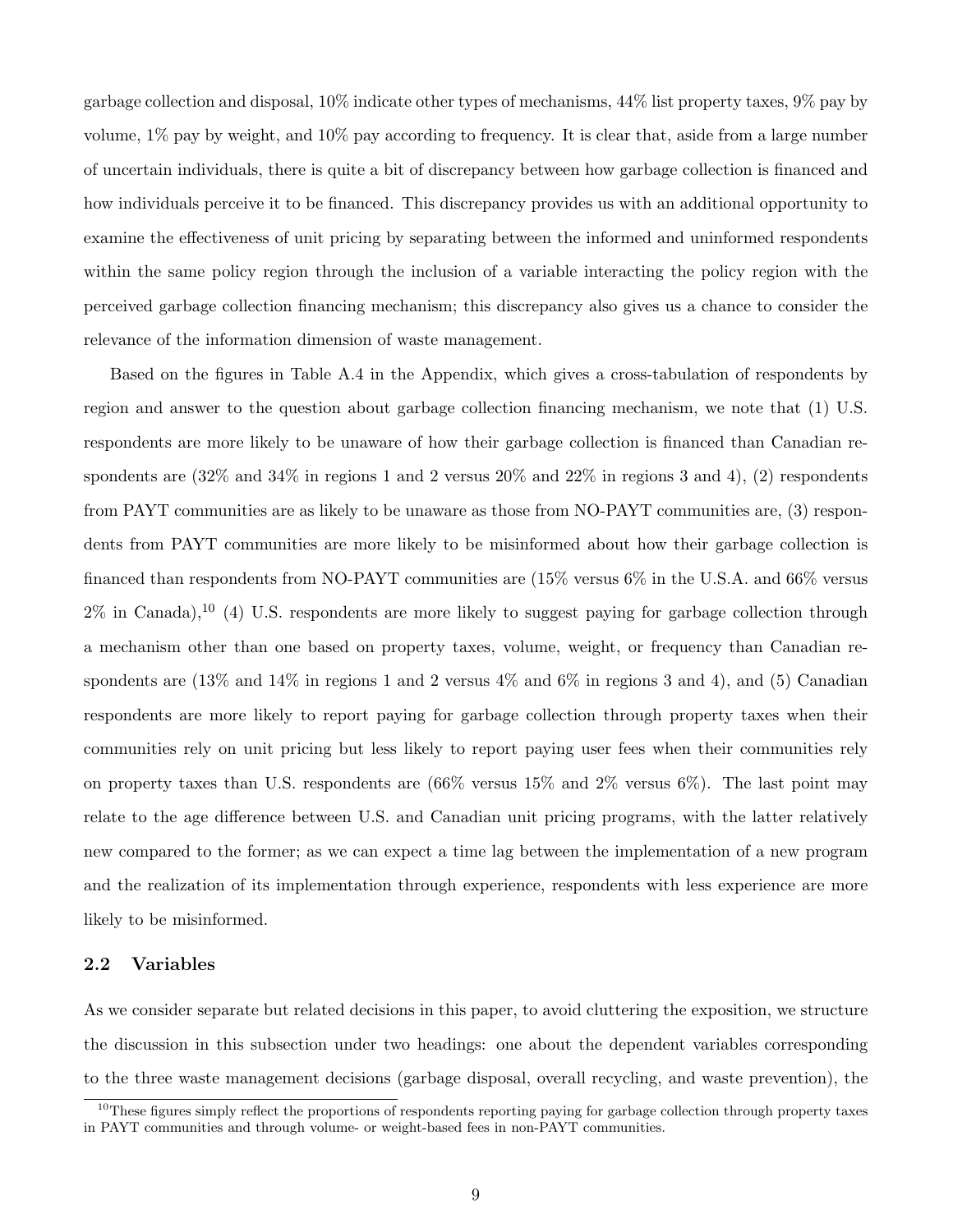garbage collection and disposal, 10% indicate other types of mechanisms, 44% list property taxes, 9% pay by volume, 1% pay by weight, and 10% pay according to frequency. It is clear that, aside from a large number of uncertain individuals, there is quite a bit of discrepancy between how garbage collection is financed and how individuals perceive it to be financed. This discrepancy provides us with an additional opportunity to examine the effectiveness of unit pricing by separating between the informed and uninformed respondents within the same policy region through the inclusion of a variable interacting the policy region with the perceived garbage collection financing mechanism; this discrepancy also gives us a chance to consider the relevance of the information dimension of waste management.

Based on the figures in Table A.4 in the Appendix, which gives a cross-tabulation of respondents by region and answer to the question about garbage collection financing mechanism, we note that (1) U.S. respondents are more likely to be unaware of how their garbage collection is financed than Canadian respondents are (32% and 34% in regions 1 and 2 versus 20% and 22% in regions 3 and 4), (2) respondents from PAYT communities are as likely to be unaware as those from NO-PAYT communities are, (3) respondents from PAYT communities are more likely to be misinformed about how their garbage collection is financed than respondents from NO-PAYT communities are (15% versus 6% in the U.S.A. and 66% versus 2% in Canada),[10] (4) U.S. respondents are more likely to suggest paying for garbage collection through a mechanism other than one based on property taxes, volume, weight, or frequency than Canadian respondents are (13% and 14% in regions 1 and 2 versus 4% and 6% in regions 3 and 4), and (5) Canadian respondents are more likely to report paying for garbage collection through property taxes when their communities rely on unit pricing but less likely to report paying user fees when their communities rely on property taxes than U.S. respondents are (66% versus 15% and 2% versus 6%). The last point may relate to the age difference between U.S. and Canadian unit pricing programs, with the latter relatively new compared to the former; as we can expect a time lag between the implementation of a new program and the realization of its implementation through experience, respondents with less experience are more likely to be misinformed.

### 2.2 Variables

As we consider separate but related decisions in this paper, to avoid cluttering the exposition, we structure the discussion in this subsection under two headings: one about the dependent variables corresponding to the three waste management decisions (garbage disposal, overall recycling, and waste prevention), the

[10] These figures simply reflect the proportions of respondents reporting paying for garbage collection through property taxes in PAYT communities and through volume- or weight-based fees in non-PAYT communities.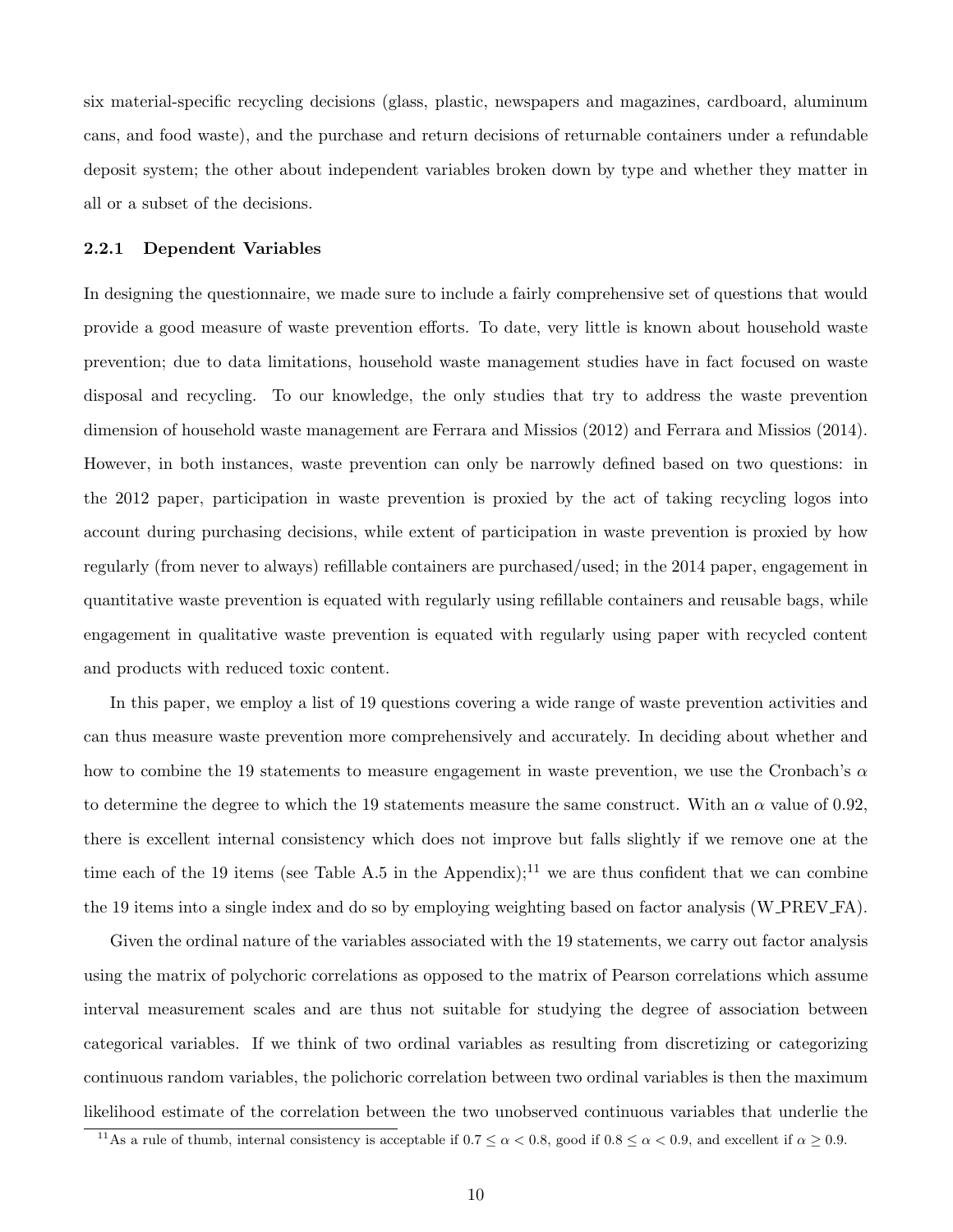six material-specific recycling decisions (glass, plastic, newspapers and magazines, cardboard, aluminum cans, and food waste), and the purchase and return decisions of returnable containers under a refundable deposit system; the other about independent variables broken down by type and whether they matter in all or a subset of the decisions.

### 2.2.1 Dependent Variables

In designing the questionnaire, we made sure to include a fairly comprehensive set of questions that would provide a good measure of waste prevention efforts. To date, very little is known about household waste prevention; due to data limitations, household waste management studies have in fact focused on waste disposal and recycling. To our knowledge, the only studies that try to address the waste prevention dimension of household waste management are Ferrara and Missios (2012) and Ferrara and Missios (2014). However, in both instances, waste prevention can only be narrowly defined based on two questions: in the 2012 paper, participation in waste prevention is proxied by the act of taking recycling logos into account during purchasing decisions, while extent of participation in waste prevention is proxied by how regularly (from never to always) refillable containers are purchased/used; in the 2014 paper, engagement in quantitative waste prevention is equated with regularly using refillable containers and reusable bags, while engagement in qualitative waste prevention is equated with regularly using paper with recycled content and products with reduced toxic content.

In this paper, we employ a list of 19 questions covering a wide range of waste prevention activities and can thus measure waste prevention more comprehensively and accurately. In deciding about whether and how to combine the 19 statements to measure engagement in waste prevention, we use the Cronbach's $\alpha$ to determine the degree to which the 19 statements measure the same construct. With an $\alpha$ value of 0.92, there is excellent internal consistency which does not improve but falls slightly if we remove one at the time each of the 19 items (see Table A.5 in the Appendix);[11] we are thus confident that we can combine the 19 items into a single index and do so by employing weighting based on factor analysis (W_PREV_FA).

Given the ordinal nature of the variables associated with the 19 statements, we carry out factor analysis using the matrix of polychoric correlations as opposed to the matrix of Pearson correlations which assume interval measurement scales and are thus not suitable for studying the degree of association between categorical variables. If we think of two ordinal variables as resulting from discretizing or categorizing continuous random variables, the polichoric correlation between two ordinal variables is then the maximum likelihood estimate of the correlation between the two unobserved continuous variables that underlie the

[11] As a rule of thumb, internal consistency is acceptable if $0.7 \leq \alpha < 0.8$, good if $0.8 \leq \alpha < 0.9$, and excellent if $\alpha \geq 0.9$.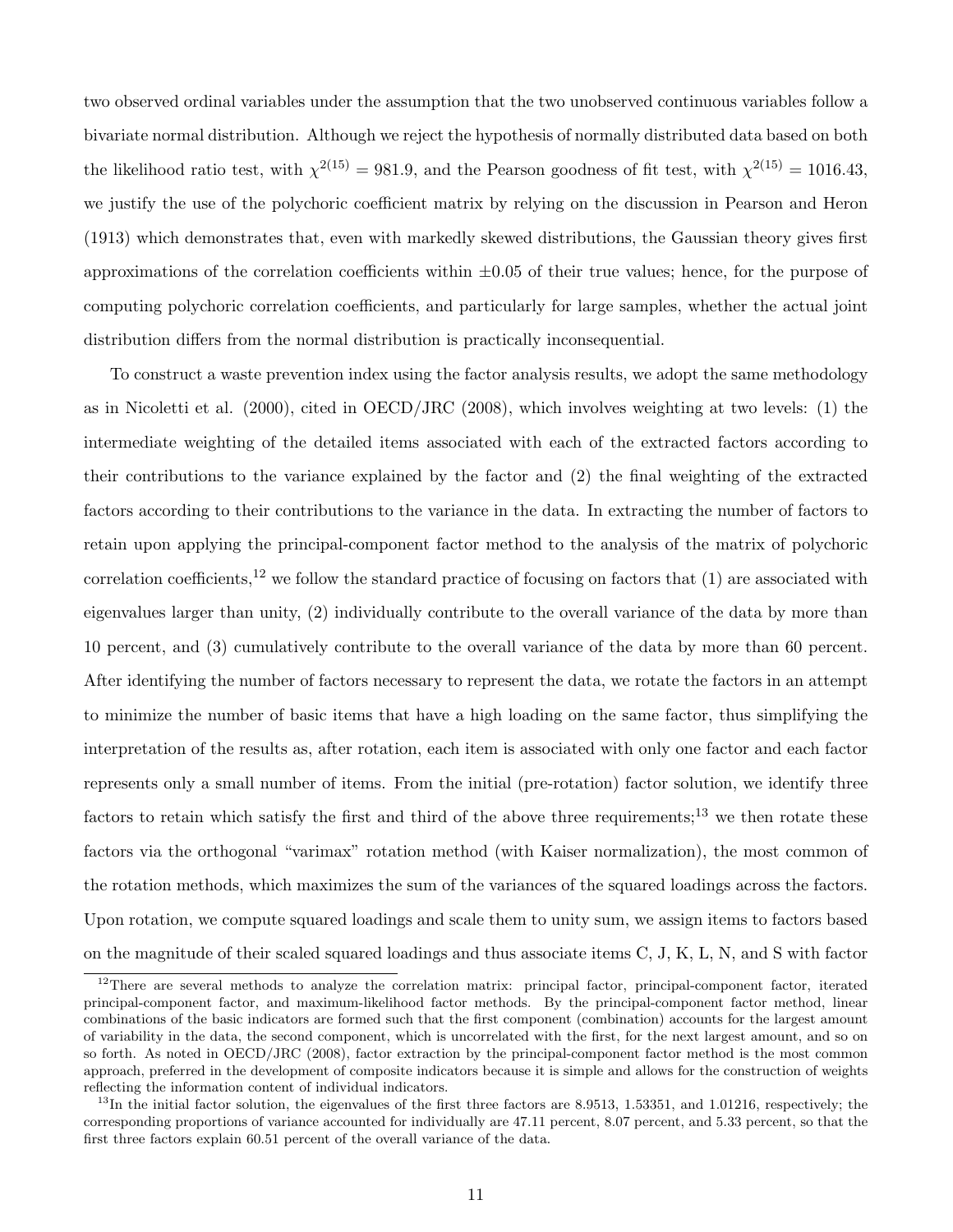two observed ordinal variables under the assumption that the two unobserved continuous variables follow a bivariate normal distribution. Although we reject the hypothesis of normally distributed data based on both the likelihood ratio test, with $\chi^{2(15)} = 981.9$, and the Pearson goodness of fit test, with $\chi^{2(15)} = 1016.43$, we justify the use of the polychoric coefficient matrix by relying on the discussion in Pearson and Heron (1913) which demonstrates that, even with markedly skewed distributions, the Gaussian theory gives first approximations of the correlation coefficients within $\pm 0.05$ of their true values; hence, for the purpose of computing polychoric correlation coefficients, and particularly for large samples, whether the actual joint distribution differs from the normal distribution is practically inconsequential.

To construct a waste prevention index using the factor analysis results, we adopt the same methodology as in Nicoletti et al. (2000), cited in OECD/JRC (2008), which involves weighting at two levels: (1) the intermediate weighting of the detailed items associated with each of the extracted factors according to their contributions to the variance explained by the factor and (2) the final weighting of the extracted factors according to their contributions to the variance in the data. In extracting the number of factors to retain upon applying the principal-component factor method to the analysis of the matrix of polychoric correlation coefficients,[12] we follow the standard practice of focusing on factors that (1) are associated with eigenvalues larger than unity, (2) individually contribute to the overall variance of the data by more than 10 percent, and (3) cumulatively contribute to the overall variance of the data by more than 60 percent. After identifying the number of factors necessary to represent the data, we rotate the factors in an attempt to minimize the number of basic items that have a high loading on the same factor, thus simplifying the interpretation of the results as, after rotation, each item is associated with only one factor and each factor represents only a small number of items. From the initial (pre-rotation) factor solution, we identify three factors to retain which satisfy the first and third of the above three requirements;[13] we then rotate these factors via the orthogonal "varimax" rotation method (with Kaiser normalization), the most common of the rotation methods, which maximizes the sum of the variances of the squared loadings across the factors. Upon rotation, we compute squared loadings and scale them to unity sum, we assign items to factors based on the magnitude of their scaled squared loadings and thus associate items C, J, K, L, N, and S with factor

[12] There are several methods to analyze the correlation matrix: principal factor, principal-component factor, iterated principal-component factor, and maximum-likelihood factor methods. By the principal-component factor method, linear combinations of the basic indicators are formed such that the first component (combination) accounts for the largest amount of variability in the data, the second component, which is uncorrelated with the first, for the next largest amount, and so on so forth. As noted in OECD/JRC (2008), factor extraction by the principal-component factor method is the most common approach, preferred in the development of composite indicators because it is simple and allows for the construction of weights reflecting the information content of individual indicators.

[13] In the initial factor solution, the eigenvalues of the first three factors are 8.9513, 1.53351, and 1.01216, respectively; the corresponding proportions of variance accounted for individually are 47.11 percent, 8.07 percent, and 5.33 percent, so that the first three factors explain 60.51 percent of the overall variance of the data.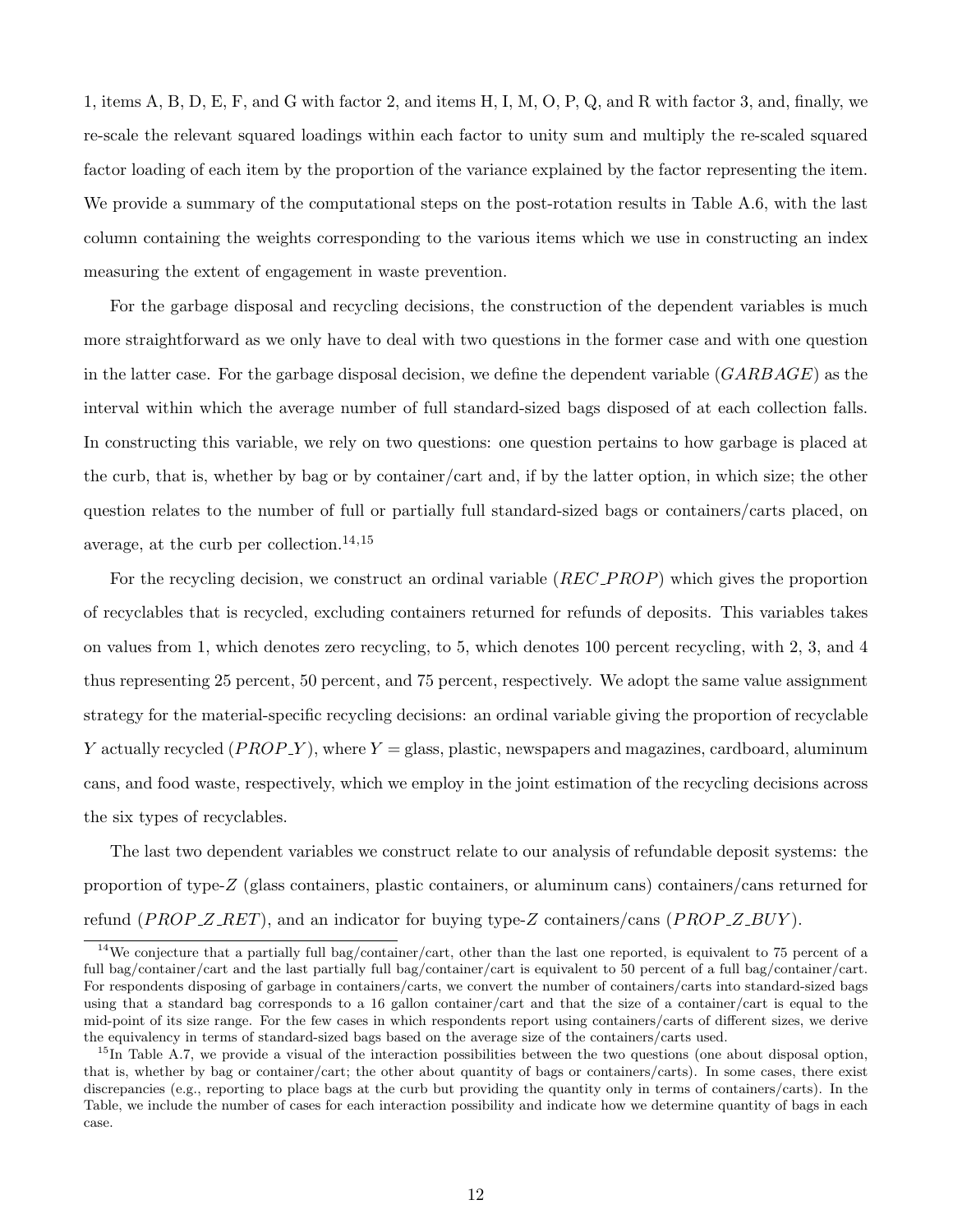1, items A, B, D, E, F, and G with factor 2, and items H, I, M, O, P, Q, and R with factor 3, and, finally, we re-scale the relevant squared loadings within each factor to unity sum and multiply the re-scaled squared factor loading of each item by the proportion of the variance explained by the factor representing the item. We provide a summary of the computational steps on the post-rotation results in Table A.6, with the last column containing the weights corresponding to the various items which we use in constructing an index measuring the extent of engagement in waste prevention.

For the garbage disposal and recycling decisions, the construction of the dependent variables is much more straightforward as we only have to deal with two questions in the former case and with one question in the latter case. For the garbage disposal decision, we define the dependent variable ($GARBAGE$) as the interval within which the average number of full standard-sized bags disposed of at each collection falls. In constructing this variable, we rely on two questions: one question pertains to how garbage is placed at the curb, that is, whether by bag or by container/cart and, if by the latter option, in which size; the other question relates to the number of full or partially full standard-sized bags or containers/carts placed, on average, at the curb per collection.[14,15]

For the recycling decision, we construct an ordinal variable ($REC\_PROP$) which gives the proportion of recyclables that is recycled, excluding containers returned for refunds of deposits. This variables takes on values from 1, which denotes zero recycling, to 5, which denotes 100 percent recycling, with 2, 3, and 4 thus representing 25 percent, 50 percent, and 75 percent, respectively. We adopt the same value assignment strategy for the material-specific recycling decisions: an ordinal variable giving the proportion of recyclable $Y$ actually recycled ($PROP\_Y$), where $Y =$ glass, plastic, newspapers and magazines, cardboard, aluminum cans, and food waste, respectively, which we employ in the joint estimation of the recycling decisions across the six types of recyclables.

The last two dependent variables we construct relate to our analysis of refundable deposit systems: the proportion of type-$Z$ (glass containers, plastic containers, or aluminum cans) containers/cans returned for refund ($PROP\_Z\_RET$), and an indicator for buying type-$Z$ containers/cans ($PROP\_Z\_BUY$).

[14]We conjecture that a partially full bag/container/cart, other than the last one reported, is equivalent to 75 percent of a full bag/container/cart and the last partially full bag/container/cart is equivalent to 50 percent of a full bag/container/cart. For respondents disposing of garbage in containers/carts, we convert the number of containers/carts into standard-sized bags using that a standard bag corresponds to a 16 gallon container/cart and that the size of a container/cart is equal to the mid-point of its size range. For the few cases in which respondents report using containers/carts of different sizes, we derive the equivalency in terms of standard-sized bags based on the average size of the containers/carts used.

[15]In Table A.7, we provide a visual of the interaction possibilities between the two questions (one about disposal option, that is, whether by bag or container/cart; the other about quantity of bags or containers/carts). In some cases, there exist discrepancies (e.g., reporting to place bags at the curb but providing the quantity only in terms of containers/carts). In the Table, we include the number of cases for each interaction possibility and indicate how we determine quantity of bags in each case.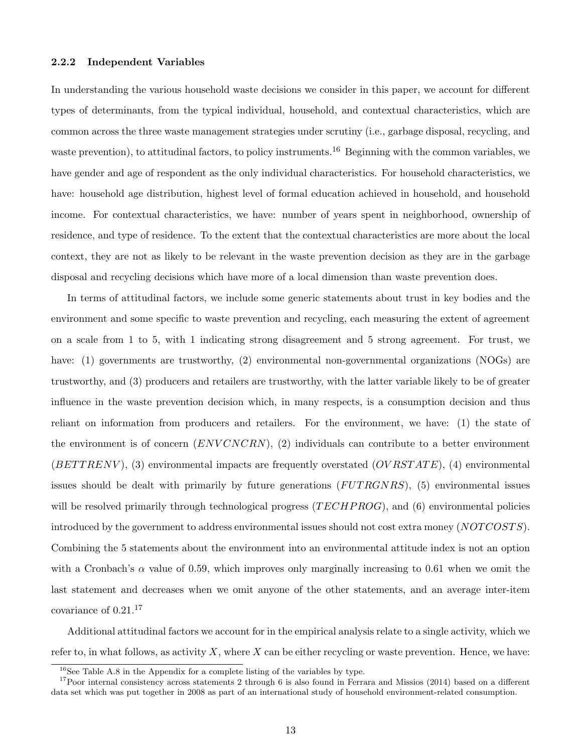### 2.2.2 Independent Variables

In understanding the various household waste decisions we consider in this paper, we account for different types of determinants, from the typical individual, household, and contextual characteristics, which are common across the three waste management strategies under scrutiny (i.e., garbage disposal, recycling, and waste prevention), to attitudinal factors, to policy instruments.[16] Beginning with the common variables, we have gender and age of respondent as the only individual characteristics. For household characteristics, we have: household age distribution, highest level of formal education achieved in household, and household income. For contextual characteristics, we have: number of years spent in neighborhood, ownership of residence, and type of residence. To the extent that the contextual characteristics are more about the local context, they are not as likely to be relevant in the waste prevention decision as they are in the garbage disposal and recycling decisions which have more of a local dimension than waste prevention does.

In terms of attitudinal factors, we include some generic statements about trust in key bodies and the environment and some specific to waste prevention and recycling, each measuring the extent of agreement on a scale from 1 to 5, with 1 indicating strong disagreement and 5 strong agreement. For trust, we have: (1) governments are trustworthy, (2) environmental non-governmental organizations (NOGs) are trustworthy, and (3) producers and retailers are trustworthy, with the latter variable likely to be of greater influence in the waste prevention decision which, in many respects, is a consumption decision and thus reliant on information from producers and retailers. For the environment, we have: (1) the state of the environment is of concern ($ENVCNCRN$), (2) individuals can contribute to a better environment ($BETTRENV$), (3) environmental impacts are frequently overstated ($OVRSTATE$), (4) environmental issues should be dealt with primarily by future generations ($FUTRGNRS$), (5) environmental issues will be resolved primarily through technological progress ($TECHPROG$), and (6) environmental policies introduced by the government to address environmental issues should not cost extra money ($NOTCOSTS$). Combining the 5 statements about the environment into an environmental attitude index is not an option with a Cronbach's $\alpha$ value of 0.59, which improves only marginally increasing to 0.61 when we omit the last statement and decreases when we omit anyone of the other statements, and an average inter-item covariance of 0.21.[17]

Additional attitudinal factors we account for in the empirical analysis relate to a single activity, which we refer to, in what follows, as activity $X$, where $X$ can be either recycling or waste prevention. Hence, we have:

[16] See Table A.8 in the Appendix for a complete listing of the variables by type.

[17] Poor internal consistency across statements 2 through 6 is also found in Ferrara and Missios (2014) based on a different data set which was put together in 2008 as part of an international study of household environment-related consumption.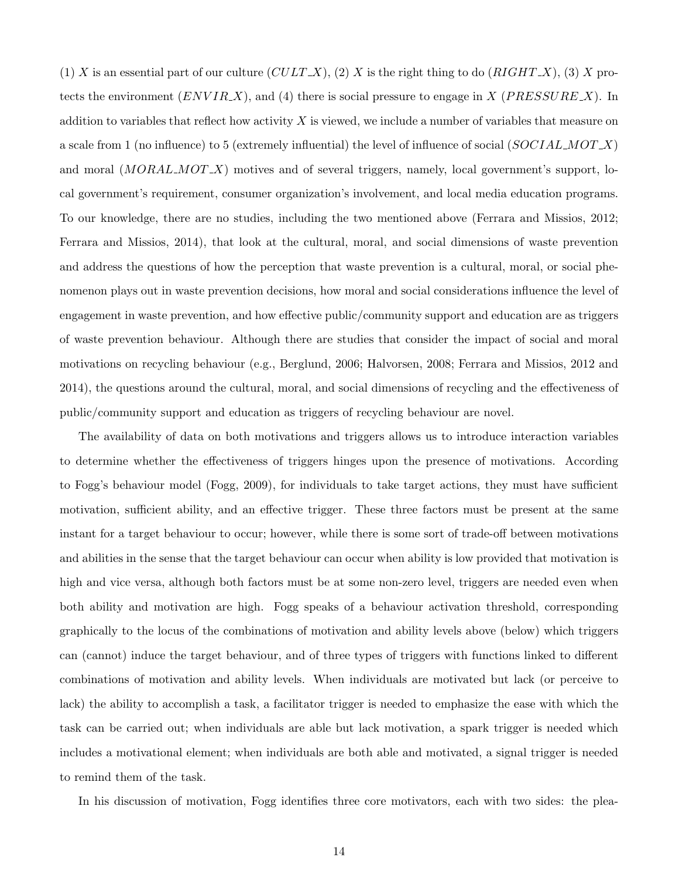(1) $X$ is an essential part of our culture ($CULT\_X$), (2) $X$ is the right thing to do ($RIGHT\_X$), (3) $X$ protects the environment ($ENVIR\_X$), and (4) there is social pressure to engage in $X$ ($PRESSURE\_X$). In addition to variables that reflect how activity $X$ is viewed, we include a number of variables that measure on a scale from 1 (no influence) to 5 (extremely influential) the level of influence of social ($SOCIAL\_MOT\_X$) and moral ($MORAL\_MOT\_X$) motives and of several triggers, namely, local government's support, local government's requirement, consumer organization's involvement, and local media education programs. To our knowledge, there are no studies, including the two mentioned above (Ferrara and Missios, 2012; Ferrara and Missios, 2014), that look at the cultural, moral, and social dimensions of waste prevention and address the questions of how the perception that waste prevention is a cultural, moral, or social phenomenon plays out in waste prevention decisions, how moral and social considerations influence the level of engagement in waste prevention, and how effective public/community support and education are as triggers of waste prevention behaviour. Although there are studies that consider the impact of social and moral motivations on recycling behaviour (e.g., Berglund, 2006; Halvorsen, 2008; Ferrara and Missios, 2012 and 2014), the questions around the cultural, moral, and social dimensions of recycling and the effectiveness of public/community support and education as triggers of recycling behaviour are novel.

The availability of data on both motivations and triggers allows us to introduce interaction variables to determine whether the effectiveness of triggers hinges upon the presence of motivations. According to Fogg's behaviour model (Fogg, 2009), for individuals to take target actions, they must have sufficient motivation, sufficient ability, and an effective trigger. These three factors must be present at the same instant for a target behaviour to occur; however, while there is some sort of trade-off between motivations and abilities in the sense that the target behaviour can occur when ability is low provided that motivation is high and vice versa, although both factors must be at some non-zero level, triggers are needed even when both ability and motivation are high. Fogg speaks of a behaviour activation threshold, corresponding graphically to the locus of the combinations of motivation and ability levels above (below) which triggers can (cannot) induce the target behaviour, and of three types of triggers with functions linked to different combinations of motivation and ability levels. When individuals are motivated but lack (or perceive to lack) the ability to accomplish a task, a facilitator trigger is needed to emphasize the ease with which the task can be carried out; when individuals are able but lack motivation, a spark trigger is needed which includes a motivational element; when individuals are both able and motivated, a signal trigger is needed to remind them of the task.

In his discussion of motivation, Fogg identifies three core motivators, each with two sides: the plea-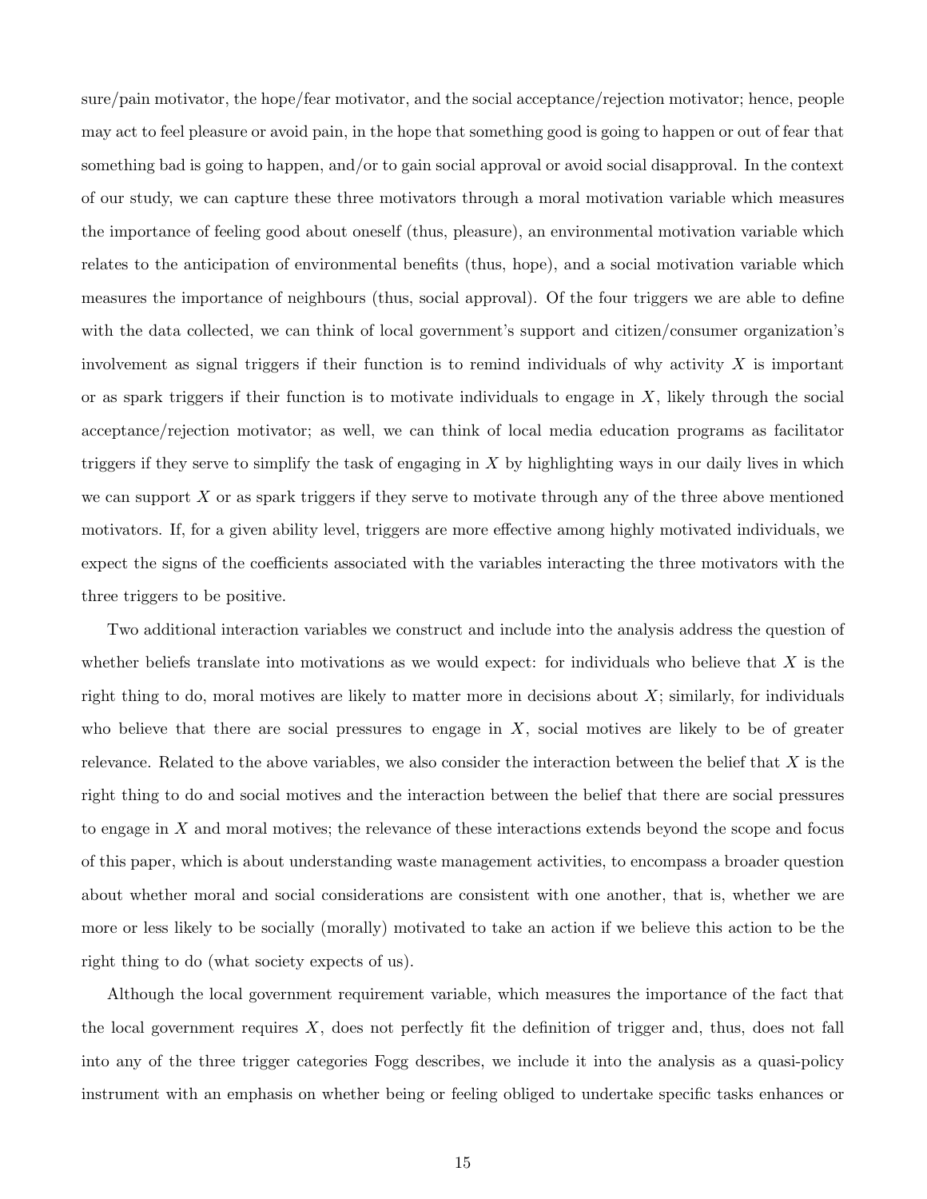sure/pain motivator, the hope/fear motivator, and the social acceptance/rejection motivator; hence, people may act to feel pleasure or avoid pain, in the hope that something good is going to happen or out of fear that something bad is going to happen, and/or to gain social approval or avoid social disapproval. In the context of our study, we can capture these three motivators through a moral motivation variable which measures the importance of feeling good about oneself (thus, pleasure), an environmental motivation variable which relates to the anticipation of environmental benefits (thus, hope), and a social motivation variable which measures the importance of neighbours (thus, social approval). Of the four triggers we are able to define with the data collected, we can think of local government's support and citizen/consumer organization's involvement as signal triggers if their function is to remind individuals of why activity $X$ is important or as spark triggers if their function is to motivate individuals to engage in $X$, likely through the social acceptance/rejection motivator; as well, we can think of local media education programs as facilitator triggers if they serve to simplify the task of engaging in $X$ by highlighting ways in our daily lives in which we can support $X$ or as spark triggers if they serve to motivate through any of the three above mentioned motivators. If, for a given ability level, triggers are more effective among highly motivated individuals, we expect the signs of the coefficients associated with the variables interacting the three motivators with the three triggers to be positive.

Two additional interaction variables we construct and include into the analysis address the question of whether beliefs translate into motivations as we would expect: for individuals who believe that $X$ is the right thing to do, moral motives are likely to matter more in decisions about $X$; similarly, for individuals who believe that there are social pressures to engage in $X$, social motives are likely to be of greater relevance. Related to the above variables, we also consider the interaction between the belief that $X$ is the right thing to do and social motives and the interaction between the belief that there are social pressures to engage in $X$ and moral motives; the relevance of these interactions extends beyond the scope and focus of this paper, which is about understanding waste management activities, to encompass a broader question about whether moral and social considerations are consistent with one another, that is, whether we are more or less likely to be socially (morally) motivated to take an action if we believe this action to be the right thing to do (what society expects of us).

Although the local government requirement variable, which measures the importance of the fact that the local government requires $X$, does not perfectly fit the definition of trigger and, thus, does not fall into any of the three trigger categories Fogg describes, we include it into the analysis as a quasi-policy instrument with an emphasis on whether being or feeling obliged to undertake specific tasks enhances or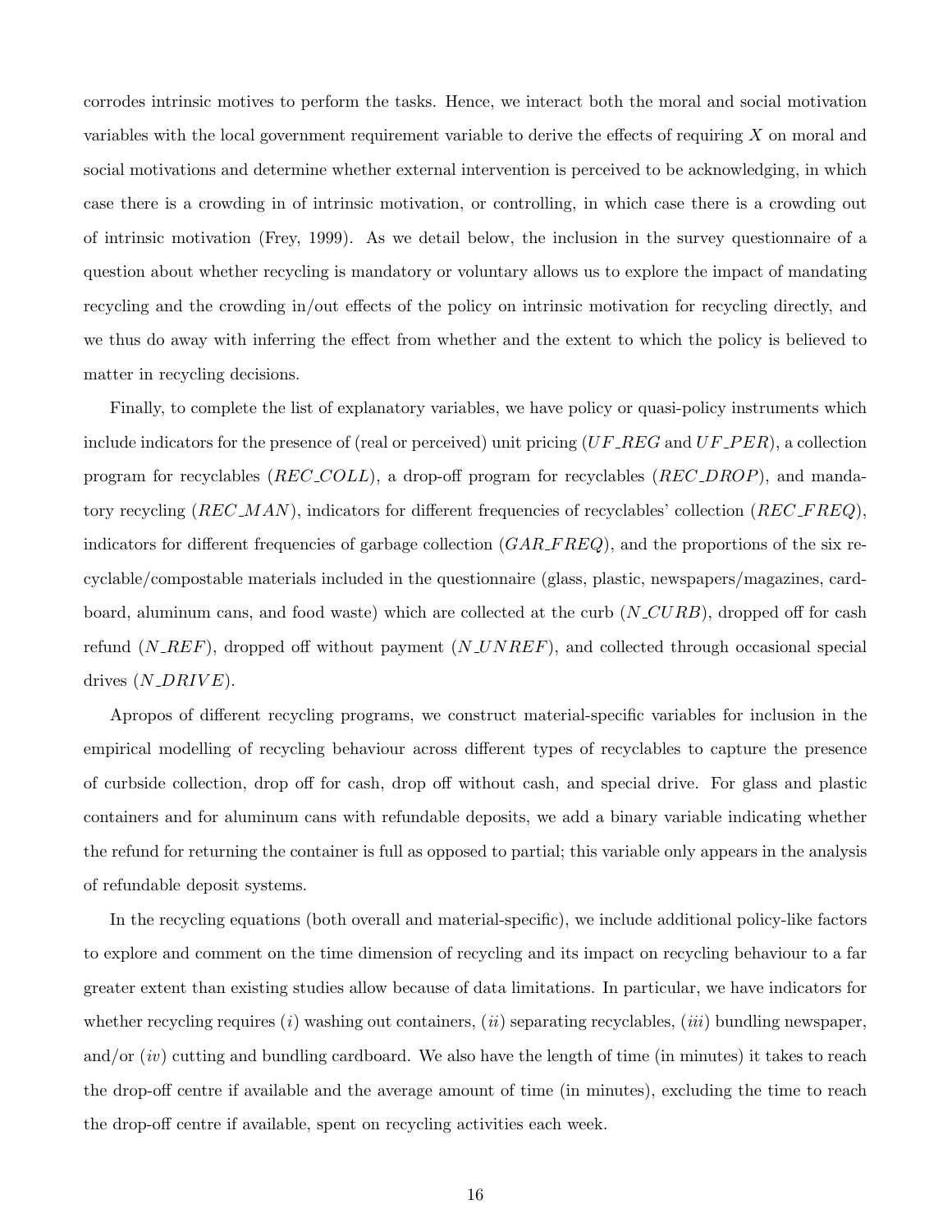corrodes intrinsic motives to perform the tasks. Hence, we interact both the moral and social motivation variables with the local government requirement variable to derive the effects of requiring $X$ on moral and social motivations and determine whether external intervention is perceived to be acknowledging, in which case there is a crowding in of intrinsic motivation, or controlling, in which case there is a crowding out of intrinsic motivation (Frey, 1999). As we detail below, the inclusion in the survey questionnaire of a question about whether recycling is mandatory or voluntary allows us to explore the impact of mandating recycling and the crowding in/out effects of the policy on intrinsic motivation for recycling directly, and we thus do away with inferring the effect from whether and the extent to which the policy is believed to matter in recycling decisions.

Finally, to complete the list of explanatory variables, we have policy or quasi-policy instruments which include indicators for the presence of (real or perceived) unit pricing ($UF\_REG$ and $UF\_PER$), a collection program for recyclables ($REC\_COLL$), a drop-off program for recyclables ($REC\_DROP$), and mandatory recycling ($REC\_MAN$), indicators for different frequencies of recyclables' collection ($REC\_FREQ$), indicators for different frequencies of garbage collection ($GAR\_FREQ$), and the proportions of the six recyclable/compostable materials included in the questionnaire (glass, plastic, newspapers/magazines, cardboard, aluminum cans, and food waste) which are collected at the curb ($N\_CURB$), dropped off for cash refund ($N\_REF$), dropped off without payment ($N\_UNREF$), and collected through occasional special drives ($N\_DRIVE$).

Apropos of different recycling programs, we construct material-specific variables for inclusion in the empirical modelling of recycling behaviour across different types of recyclables to capture the presence of curbside collection, drop off for cash, drop off without cash, and special drive. For glass and plastic containers and for aluminum cans with refundable deposits, we add a binary variable indicating whether the refund for returning the container is full as opposed to partial; this variable only appears in the analysis of refundable deposit systems.

In the recycling equations (both overall and material-specific), we include additional policy-like factors to explore and comment on the time dimension of recycling and its impact on recycling behaviour to a far greater extent than existing studies allow because of data limitations. In particular, we have indicators for whether recycling requires (*i*) washing out containers, (*ii*) separating recyclables, (*iii*) bundling newspaper, and/or (*iv*) cutting and bundling cardboard. We also have the length of time (in minutes) it takes to reach the drop-off centre if available and the average amount of time (in minutes), excluding the time to reach the drop-off centre if available, spent on recycling activities each week.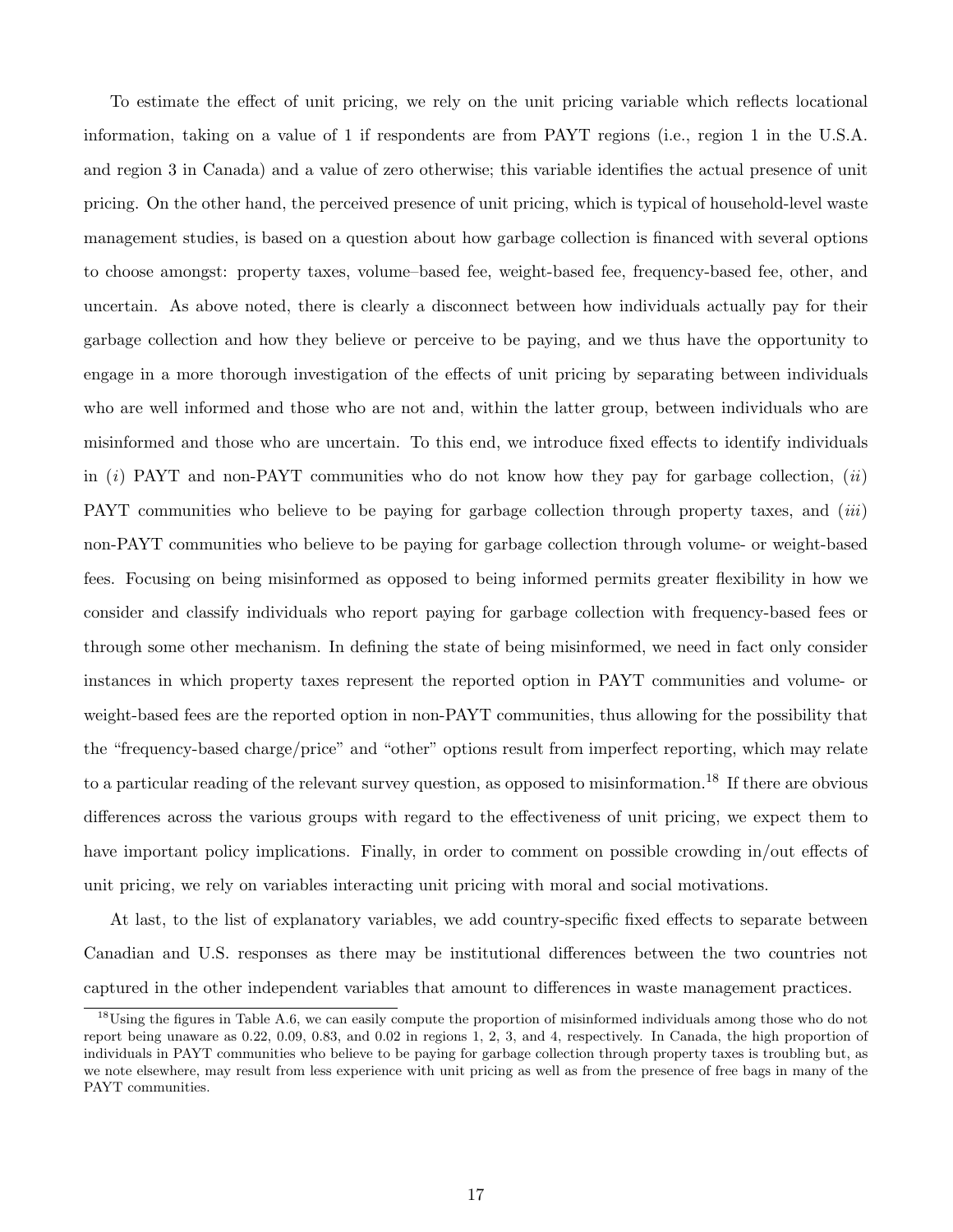To estimate the effect of unit pricing, we rely on the unit pricing variable which reflects locational information, taking on a value of 1 if respondents are from PAYT regions (i.e., region 1 in the U.S.A. and region 3 in Canada) and a value of zero otherwise; this variable identifies the actual presence of unit pricing. On the other hand, the perceived presence of unit pricing, which is typical of household-level waste management studies, is based on a question about how garbage collection is financed with several options to choose amongst: property taxes, volume–based fee, weight-based fee, frequency-based fee, other, and uncertain. As above noted, there is clearly a disconnect between how individuals actually pay for their garbage collection and how they believe or perceive to be paying, and we thus have the opportunity to engage in a more thorough investigation of the effects of unit pricing by separating between individuals who are well informed and those who are not and, within the latter group, between individuals who are misinformed and those who are uncertain. To this end, we introduce fixed effects to identify individuals in (*i*) PAYT and non-PAYT communities who do not know how they pay for garbage collection, (*ii*) PAYT communities who believe to be paying for garbage collection through property taxes, and (*iii*) non-PAYT communities who believe to be paying for garbage collection through volume- or weight-based fees. Focusing on being misinformed as opposed to being informed permits greater flexibility in how we consider and classify individuals who report paying for garbage collection with frequency-based fees or through some other mechanism. In defining the state of being misinformed, we need in fact only consider instances in which property taxes represent the reported option in PAYT communities and volume- or weight-based fees are the reported option in non-PAYT communities, thus allowing for the possibility that the "frequency-based charge/price" and "other" options result from imperfect reporting, which may relate to a particular reading of the relevant survey question, as opposed to misinformation.[18] If there are obvious differences across the various groups with regard to the effectiveness of unit pricing, we expect them to have important policy implications. Finally, in order to comment on possible crowding in/out effects of unit pricing, we rely on variables interacting unit pricing with moral and social motivations.

At last, to the list of explanatory variables, we add country-specific fixed effects to separate between Canadian and U.S. responses as there may be institutional differences between the two countries not captured in the other independent variables that amount to differences in waste management practices.

[18] Using the figures in Table A.6, we can easily compute the proportion of misinformed individuals among those who do not report being unaware as 0.22, 0.09, 0.83, and 0.02 in regions 1, 2, 3, and 4, respectively. In Canada, the high proportion of individuals in PAYT communities who believe to be paying for garbage collection through property taxes is troubling but, as we note elsewhere, may result from less experience with unit pricing as well as from the presence of free bags in many of the PAYT communities.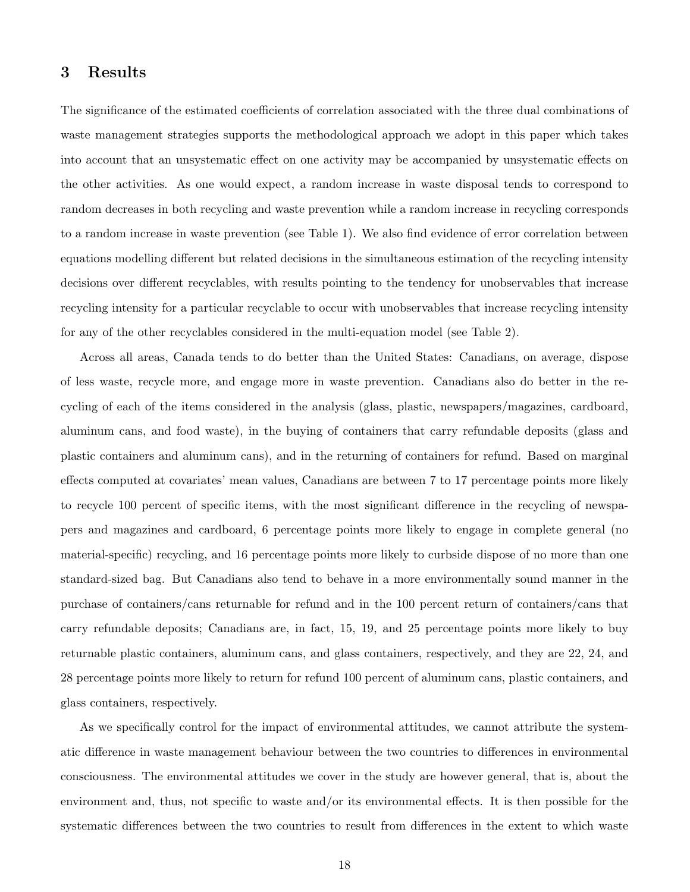## 3 Results

The significance of the estimated coefficients of correlation associated with the three dual combinations of waste management strategies supports the methodological approach we adopt in this paper which takes into account that an unsystematic effect on one activity may be accompanied by unsystematic effects on the other activities. As one would expect, a random increase in waste disposal tends to correspond to random decreases in both recycling and waste prevention while a random increase in recycling corresponds to a random increase in waste prevention (see Table 1). We also find evidence of error correlation between equations modelling different but related decisions in the simultaneous estimation of the recycling intensity decisions over different recyclables, with results pointing to the tendency for unobservables that increase recycling intensity for a particular recyclable to occur with unobservables that increase recycling intensity for any of the other recyclables considered in the multi-equation model (see Table 2).

Across all areas, Canada tends to do better than the United States: Canadians, on average, dispose of less waste, recycle more, and engage more in waste prevention. Canadians also do better in the recycling of each of the items considered in the analysis (glass, plastic, newspapers/magazines, cardboard, aluminum cans, and food waste), in the buying of containers that carry refundable deposits (glass and plastic containers and aluminum cans), and in the returning of containers for refund. Based on marginal effects computed at covariates' mean values, Canadians are between 7 to 17 percentage points more likely to recycle 100 percent of specific items, with the most significant difference in the recycling of newspapers and magazines and cardboard, 6 percentage points more likely to engage in complete general (no material-specific) recycling, and 16 percentage points more likely to curbside dispose of no more than one standard-sized bag. But Canadians also tend to behave in a more environmentally sound manner in the purchase of containers/cans returnable for refund and in the 100 percent return of containers/cans that carry refundable deposits; Canadians are, in fact, 15, 19, and 25 percentage points more likely to buy returnable plastic containers, aluminum cans, and glass containers, respectively, and they are 22, 24, and 28 percentage points more likely to return for refund 100 percent of aluminum cans, plastic containers, and glass containers, respectively.

As we specifically control for the impact of environmental attitudes, we cannot attribute the systematic difference in waste management behaviour between the two countries to differences in environmental consciousness. The environmental attitudes we cover in the study are however general, that is, about the environment and, thus, not specific to waste and/or its environmental effects. It is then possible for the systematic differences between the two countries to result from differences in the extent to which waste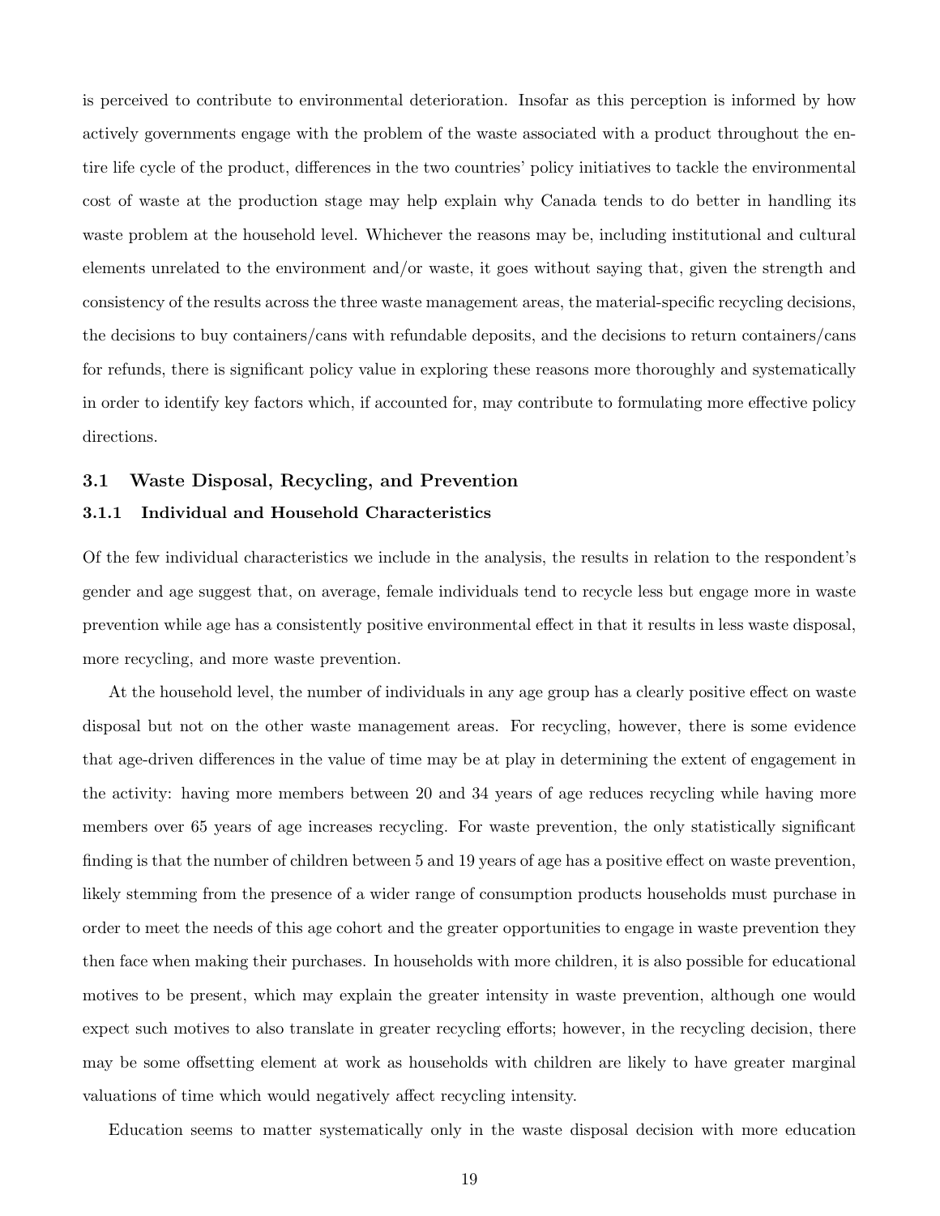is perceived to contribute to environmental deterioration. Insofar as this perception is informed by how actively governments engage with the problem of the waste associated with a product throughout the entire life cycle of the product, differences in the two countries' policy initiatives to tackle the environmental cost of waste at the production stage may help explain why Canada tends to do better in handling its waste problem at the household level. Whichever the reasons may be, including institutional and cultural elements unrelated to the environment and/or waste, it goes without saying that, given the strength and consistency of the results across the three waste management areas, the material-specific recycling decisions, the decisions to buy containers/cans with refundable deposits, and the decisions to return containers/cans for refunds, there is significant policy value in exploring these reasons more thoroughly and systematically in order to identify key factors which, if accounted for, may contribute to formulating more effective policy directions.

### 3.1 Waste Disposal, Recycling, and Prevention

#### 3.1.1 Individual and Household Characteristics

Of the few individual characteristics we include in the analysis, the results in relation to the respondent's gender and age suggest that, on average, female individuals tend to recycle less but engage more in waste prevention while age has a consistently positive environmental effect in that it results in less waste disposal, more recycling, and more waste prevention.

At the household level, the number of individuals in any age group has a clearly positive effect on waste disposal but not on the other waste management areas. For recycling, however, there is some evidence that age-driven differences in the value of time may be at play in determining the extent of engagement in the activity: having more members between 20 and 34 years of age reduces recycling while having more members over 65 years of age increases recycling. For waste prevention, the only statistically significant finding is that the number of children between 5 and 19 years of age has a positive effect on waste prevention, likely stemming from the presence of a wider range of consumption products households must purchase in order to meet the needs of this age cohort and the greater opportunities to engage in waste prevention they then face when making their purchases. In households with more children, it is also possible for educational motives to be present, which may explain the greater intensity in waste prevention, although one would expect such motives to also translate in greater recycling efforts; however, in the recycling decision, there may be some offsetting element at work as households with children are likely to have greater marginal valuations of time which would negatively affect recycling intensity.

Education seems to matter systematically only in the waste disposal decision with more education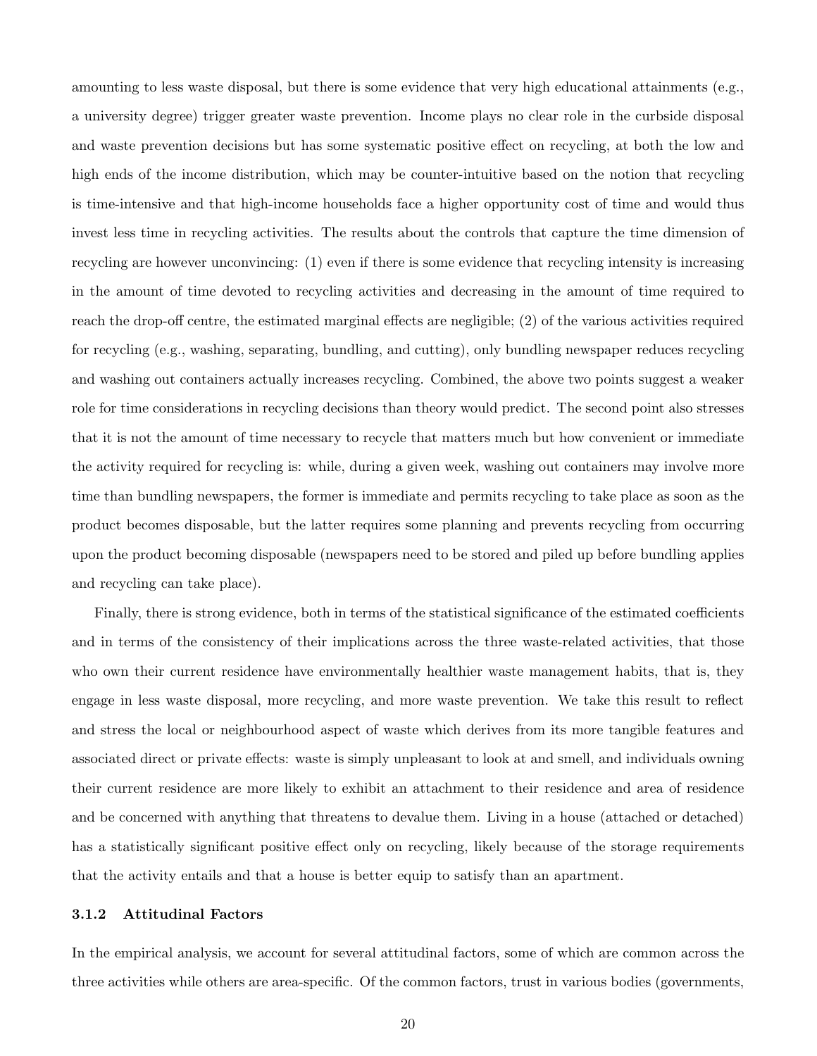amounting to less waste disposal, but there is some evidence that very high educational attainments (e.g., a university degree) trigger greater waste prevention. Income plays no clear role in the curbside disposal and waste prevention decisions but has some systematic positive effect on recycling, at both the low and high ends of the income distribution, which may be counter-intuitive based on the notion that recycling is time-intensive and that high-income households face a higher opportunity cost of time and would thus invest less time in recycling activities. The results about the controls that capture the time dimension of recycling are however unconvincing: (1) even if there is some evidence that recycling intensity is increasing in the amount of time devoted to recycling activities and decreasing in the amount of time required to reach the drop-off centre, the estimated marginal effects are negligible; (2) of the various activities required for recycling (e.g., washing, separating, bundling, and cutting), only bundling newspaper reduces recycling and washing out containers actually increases recycling. Combined, the above two points suggest a weaker role for time considerations in recycling decisions than theory would predict. The second point also stresses that it is not the amount of time necessary to recycle that matters much but how convenient or immediate the activity required for recycling is: while, during a given week, washing out containers may involve more time than bundling newspapers, the former is immediate and permits recycling to take place as soon as the product becomes disposable, but the latter requires some planning and prevents recycling from occurring upon the product becoming disposable (newspapers need to be stored and piled up before bundling applies and recycling can take place).

Finally, there is strong evidence, both in terms of the statistical significance of the estimated coefficients and in terms of the consistency of their implications across the three waste-related activities, that those who own their current residence have environmentally healthier waste management habits, that is, they engage in less waste disposal, more recycling, and more waste prevention. We take this result to reflect and stress the local or neighbourhood aspect of waste which derives from its more tangible features and associated direct or private effects: waste is simply unpleasant to look at and smell, and individuals owning their current residence are more likely to exhibit an attachment to their residence and area of residence and be concerned with anything that threatens to devalue them. Living in a house (attached or detached) has a statistically significant positive effect only on recycling, likely because of the storage requirements that the activity entails and that a house is better equip to satisfy than an apartment.

### 3.1.2 Attitudinal Factors

In the empirical analysis, we account for several attitudinal factors, some of which are common across the three activities while others are area-specific. Of the common factors, trust in various bodies (governments,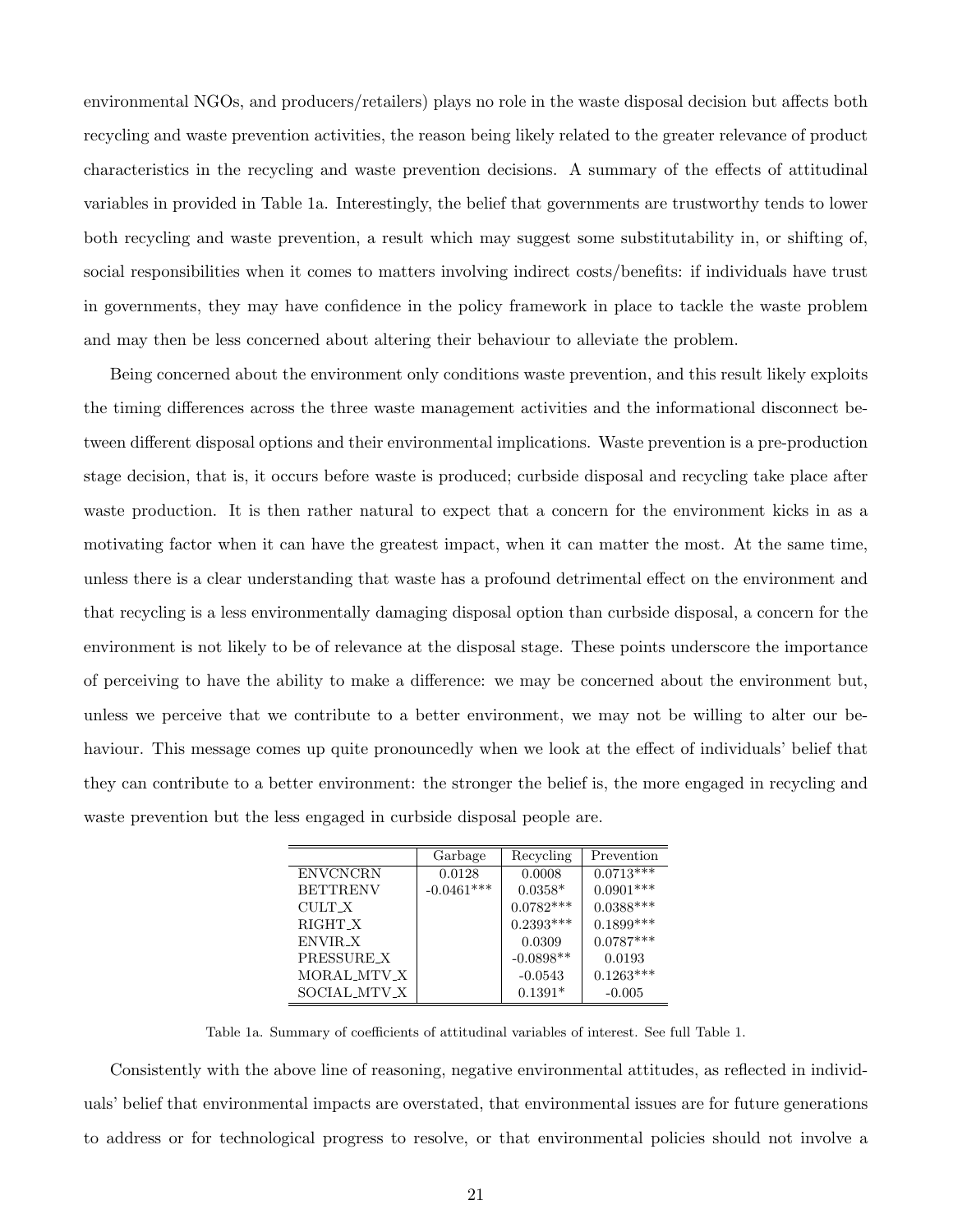environmental NGOs, and producers/retailers) plays no role in the waste disposal decision but affects both recycling and waste prevention activities, the reason being likely related to the greater relevance of product characteristics in the recycling and waste prevention decisions. A summary of the effects of attitudinal variables in provided in Table 1a. Interestingly, the belief that governments are trustworthy tends to lower both recycling and waste prevention, a result which may suggest some substitutability in, or shifting of, social responsibilities when it comes to matters involving indirect costs/benefits: if individuals have trust in governments, they may have confidence in the policy framework in place to tackle the waste problem and may then be less concerned about altering their behaviour to alleviate the problem.

Being concerned about the environment only conditions waste prevention, and this result likely exploits the timing differences across the three waste management activities and the informational disconnect between different disposal options and their environmental implications. Waste prevention is a pre-production stage decision, that is, it occurs before waste is produced; curbside disposal and recycling take place after waste production. It is then rather natural to expect that a concern for the environment kicks in as a motivating factor when it can have the greatest impact, when it can matter the most. At the same time, unless there is a clear understanding that waste has a profound detrimental effect on the environment and that recycling is a less environmentally damaging disposal option than curbside disposal, a concern for the environment is not likely to be of relevance at the disposal stage. These points underscore the importance of perceiving to have the ability to make a difference: we may be concerned about the environment but, unless we perceive that we contribute to a better environment, we may not be willing to alter our behaviour. This message comes up quite pronouncedly when we look at the effect of individuals' belief that they can contribute to a better environment: the stronger the belief is, the more engaged in recycling and waste prevention but the less engaged in curbside disposal people are.

| | Garbage | Recycling | Prevention |
|---|---|---|---|
| ENVCNCRN | 0.0128 | 0.0008 | 0.0713*** |
| BETTRENV | -0.0461*** | 0.0358* | 0.0901*** |
| CULT_X | | 0.0782*** | 0.0388*** |
| RIGHT_X | | 0.2393*** | 0.1899*** |
| ENVIR_X | | 0.0309 | 0.0787*** |
| PRESSURE_X | | -0.0898** | 0.0193 |
| MORAL_MTV_X | | -0.0543 | 0.1263*** |
| SOCIAL_MTV_X | | 0.1391* | -0.005 |

Table 1a. Summary of coefficients of attitudinal variables of interest. See full Table 1.

Consistently with the above line of reasoning, negative environmental attitudes, as reflected in individuals' belief that environmental impacts are overstated, that environmental issues are for future generations to address or for technological progress to resolve, or that environmental policies should not involve a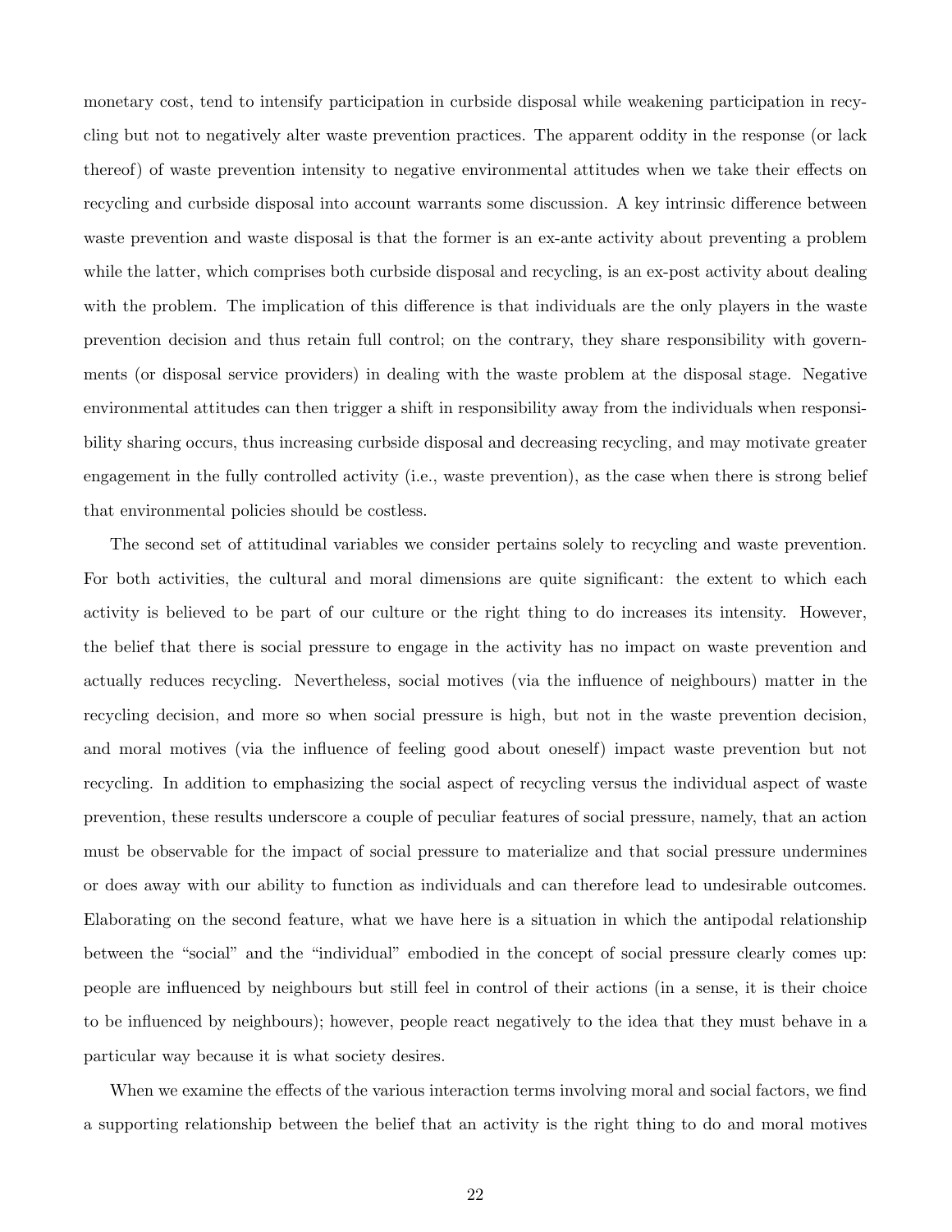monetary cost, tend to intensify participation in curbside disposal while weakening participation in recycling but not to negatively alter waste prevention practices. The apparent oddity in the response (or lack thereof) of waste prevention intensity to negative environmental attitudes when we take their effects on recycling and curbside disposal into account warrants some discussion. A key intrinsic difference between waste prevention and waste disposal is that the former is an ex-ante activity about preventing a problem while the latter, which comprises both curbside disposal and recycling, is an ex-post activity about dealing with the problem. The implication of this difference is that individuals are the only players in the waste prevention decision and thus retain full control; on the contrary, they share responsibility with governments (or disposal service providers) in dealing with the waste problem at the disposal stage. Negative environmental attitudes can then trigger a shift in responsibility away from the individuals when responsibility sharing occurs, thus increasing curbside disposal and decreasing recycling, and may motivate greater engagement in the fully controlled activity (i.e., waste prevention), as the case when there is strong belief that environmental policies should be costless.

The second set of attitudinal variables we consider pertains solely to recycling and waste prevention. For both activities, the cultural and moral dimensions are quite significant: the extent to which each activity is believed to be part of our culture or the right thing to do increases its intensity. However, the belief that there is social pressure to engage in the activity has no impact on waste prevention and actually reduces recycling. Nevertheless, social motives (via the influence of neighbours) matter in the recycling decision, and more so when social pressure is high, but not in the waste prevention decision, and moral motives (via the influence of feeling good about oneself) impact waste prevention but not recycling. In addition to emphasizing the social aspect of recycling versus the individual aspect of waste prevention, these results underscore a couple of peculiar features of social pressure, namely, that an action must be observable for the impact of social pressure to materialize and that social pressure undermines or does away with our ability to function as individuals and can therefore lead to undesirable outcomes. Elaborating on the second feature, what we have here is a situation in which the antipodal relationship between the "social" and the "individual" embodied in the concept of social pressure clearly comes up: people are influenced by neighbours but still feel in control of their actions (in a sense, it is their choice to be influenced by neighbours); however, people react negatively to the idea that they must behave in a particular way because it is what society desires.

When we examine the effects of the various interaction terms involving moral and social factors, we find a supporting relationship between the belief that an activity is the right thing to do and moral motives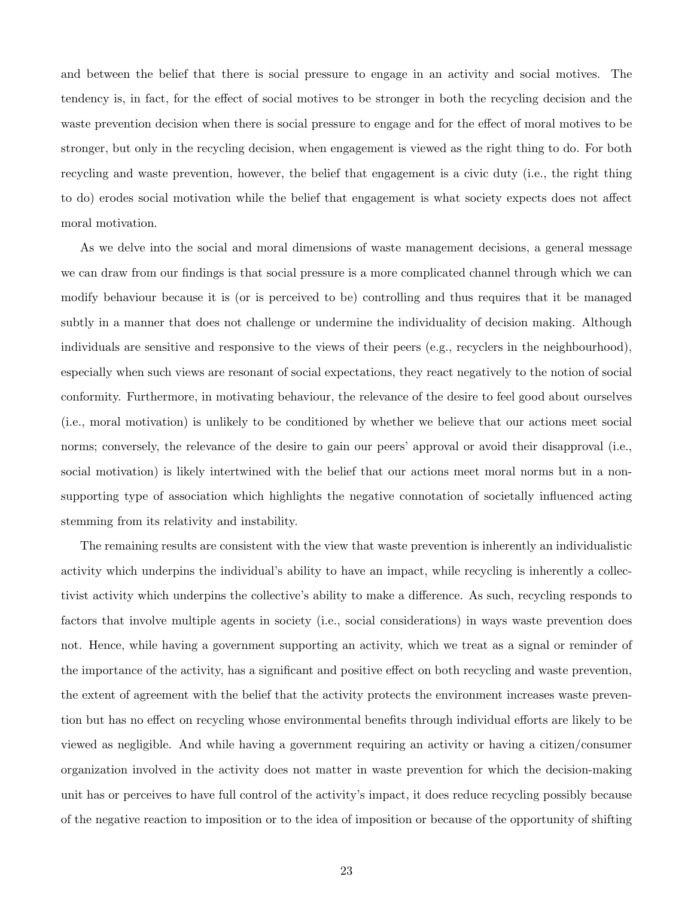and between the belief that there is social pressure to engage in an activity and social motives. The tendency is, in fact, for the effect of social motives to be stronger in both the recycling decision and the waste prevention decision when there is social pressure to engage and for the effect of moral motives to be stronger, but only in the recycling decision, when engagement is viewed as the right thing to do. For both recycling and waste prevention, however, the belief that engagement is a civic duty (i.e., the right thing to do) erodes social motivation while the belief that engagement is what society expects does not affect moral motivation.

As we delve into the social and moral dimensions of waste management decisions, a general message we can draw from our findings is that social pressure is a more complicated channel through which we can modify behaviour because it is (or is perceived to be) controlling and thus requires that it be managed subtly in a manner that does not challenge or undermine the individuality of decision making. Although individuals are sensitive and responsive to the views of their peers (e.g., recyclers in the neighbourhood), especially when such views are resonant of social expectations, they react negatively to the notion of social conformity. Furthermore, in motivating behaviour, the relevance of the desire to feel good about ourselves (i.e., moral motivation) is unlikely to be conditioned by whether we believe that our actions meet social norms; conversely, the relevance of the desire to gain our peers' approval or avoid their disapproval (i.e., social motivation) is likely intertwined with the belief that our actions meet moral norms but in a non-supporting type of association which highlights the negative connotation of societally influenced acting stemming from its relativity and instability.

The remaining results are consistent with the view that waste prevention is inherently an individualistic activity which underpins the individual's ability to have an impact, while recycling is inherently a collectivist activity which underpins the collective's ability to make a difference. As such, recycling responds to factors that involve multiple agents in society (i.e., social considerations) in ways waste prevention does not. Hence, while having a government supporting an activity, which we treat as a signal or reminder of the importance of the activity, has a significant and positive effect on both recycling and waste prevention, the extent of agreement with the belief that the activity protects the environment increases waste prevention but has no effect on recycling whose environmental benefits through individual efforts are likely to be viewed as negligible. And while having a government requiring an activity or having a citizen/consumer organization involved in the activity does not matter in waste prevention for which the decision-making unit has or perceives to have full control of the activity's impact, it does reduce recycling possibly because of the negative reaction to imposition or to the idea of imposition or because of the opportunity of shifting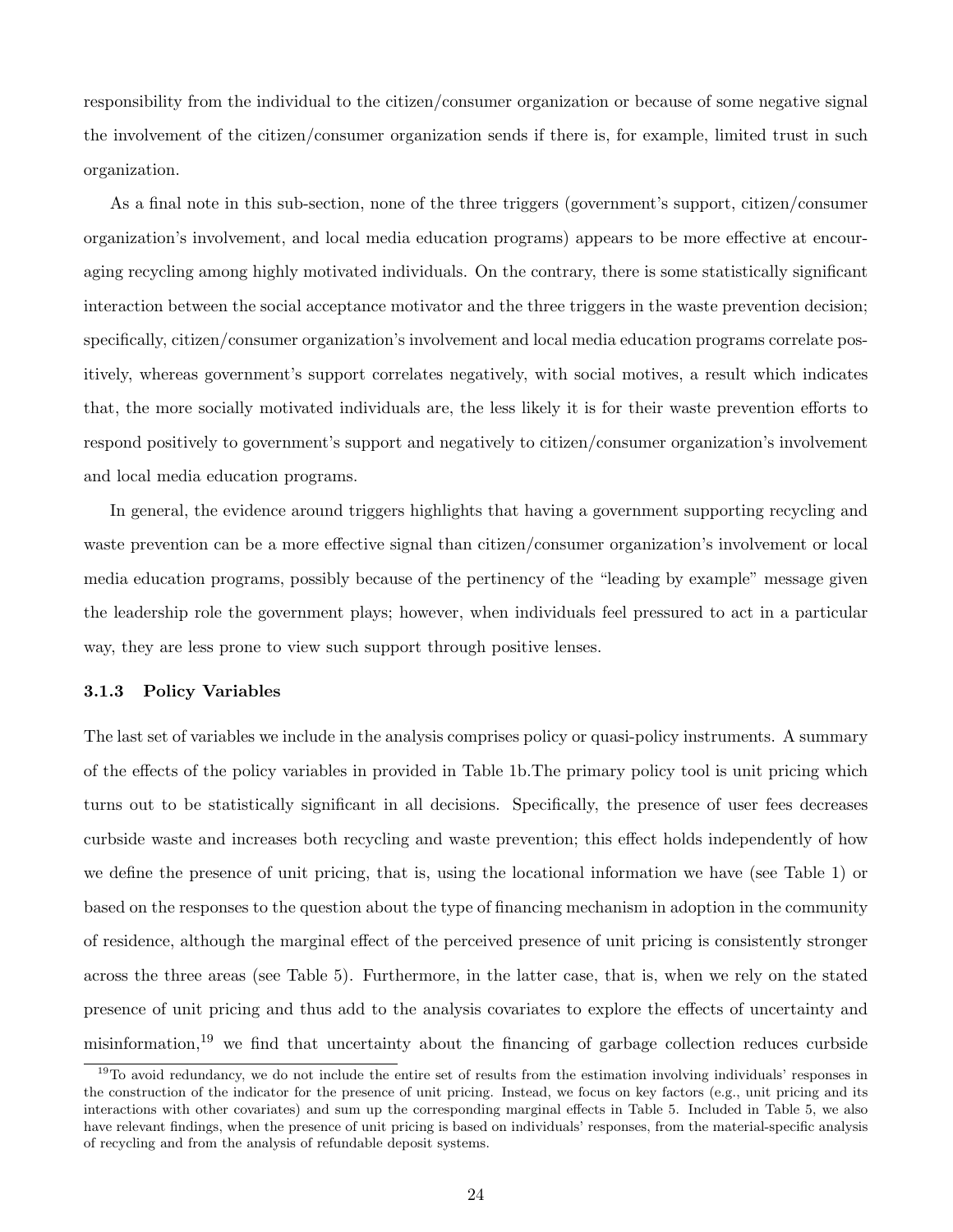responsibility from the individual to the citizen/consumer organization or because of some negative signal the involvement of the citizen/consumer organization sends if there is, for example, limited trust in such organization.

As a final note in this sub-section, none of the three triggers (government's support, citizen/consumer organization's involvement, and local media education programs) appears to be more effective at encouraging recycling among highly motivated individuals. On the contrary, there is some statistically significant interaction between the social acceptance motivator and the three triggers in the waste prevention decision; specifically, citizen/consumer organization's involvement and local media education programs correlate positively, whereas government's support correlates negatively, with social motives, a result which indicates that, the more socially motivated individuals are, the less likely it is for their waste prevention efforts to respond positively to government's support and negatively to citizen/consumer organization's involvement and local media education programs.

In general, the evidence around triggers highlights that having a government supporting recycling and waste prevention can be a more effective signal than citizen/consumer organization's involvement or local media education programs, possibly because of the pertinency of the "leading by example" message given the leadership role the government plays; however, when individuals feel pressured to act in a particular way, they are less prone to view such support through positive lenses.

### 3.1.3 Policy Variables

The last set of variables we include in the analysis comprises policy or quasi-policy instruments. A summary of the effects of the policy variables in provided in Table 1b.The primary policy tool is unit pricing which turns out to be statistically significant in all decisions. Specifically, the presence of user fees decreases curbside waste and increases both recycling and waste prevention; this effect holds independently of how we define the presence of unit pricing, that is, using the locational information we have (see Table 1) or based on the responses to the question about the type of financing mechanism in adoption in the community of residence, although the marginal effect of the perceived presence of unit pricing is consistently stronger across the three areas (see Table 5). Furthermore, in the latter case, that is, when we rely on the stated presence of unit pricing and thus add to the analysis covariates to explore the effects of uncertainty and misinformation,[19] we find that uncertainty about the financing of garbage collection reduces curbside

[19] To avoid redundancy, we do not include the entire set of results from the estimation involving individuals' responses in the construction of the indicator for the presence of unit pricing. Instead, we focus on key factors (e.g., unit pricing and its interactions with other covariates) and sum up the corresponding marginal effects in Table 5. Included in Table 5, we also have relevant findings, when the presence of unit pricing is based on individuals' responses, from the material-specific analysis of recycling and from the analysis of refundable deposit systems.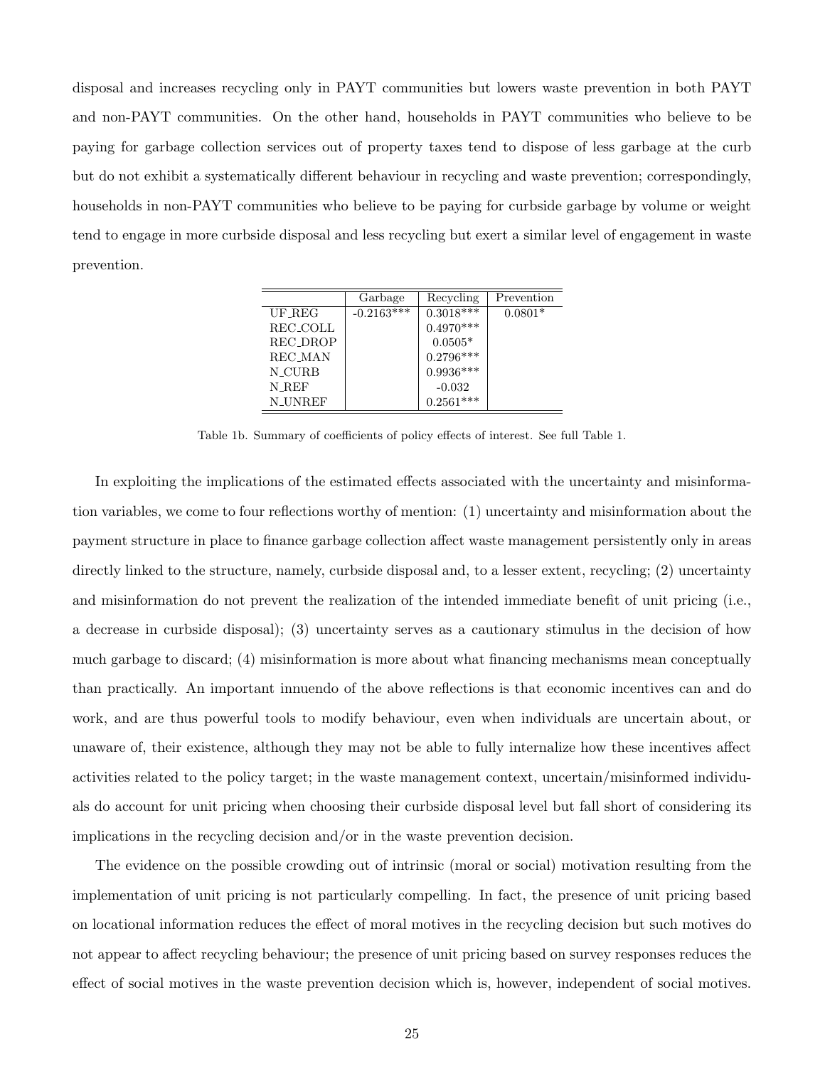disposal and increases recycling only in PAYT communities but lowers waste prevention in both PAYT and non-PAYT communities. On the other hand, households in PAYT communities who believe to be paying for garbage collection services out of property taxes tend to dispose of less garbage at the curb but do not exhibit a systematically different behaviour in recycling and waste prevention; correspondingly, households in non-PAYT communities who believe to be paying for curbside garbage by volume or weight tend to engage in more curbside disposal and less recycling but exert a similar level of engagement in waste prevention.

| | Garbage | Recycling | Prevention |
|---|---|---|---|
| UF_REG | -0.2163*** | 0.3018*** | 0.0801* |
| REC_COLL | | 0.4970*** | |
| REC_DROP | | 0.0505* | |
| REC_MAN | | 0.2796*** | |
| N_CURB | | 0.9936*** | |
| N_REF | | -0.032 | |
| N_UNREF | | 0.2561*** | |

Table 1b. Summary of coefficients of policy effects of interest. See full Table 1.

In exploiting the implications of the estimated effects associated with the uncertainty and misinformation variables, we come to four reflections worthy of mention: (1) uncertainty and misinformation about the payment structure in place to finance garbage collection affect waste management persistently only in areas directly linked to the structure, namely, curbside disposal and, to a lesser extent, recycling; (2) uncertainty and misinformation do not prevent the realization of the intended immediate benefit of unit pricing (i.e., a decrease in curbside disposal); (3) uncertainty serves as a cautionary stimulus in the decision of how much garbage to discard; (4) misinformation is more about what financing mechanisms mean conceptually than practically. An important innuendo of the above reflections is that economic incentives can and do work, and are thus powerful tools to modify behaviour, even when individuals are uncertain about, or unaware of, their existence, although they may not be able to fully internalize how these incentives affect activities related to the policy target; in the waste management context, uncertain/misinformed individuals do account for unit pricing when choosing their curbside disposal level but fall short of considering its implications in the recycling decision and/or in the waste prevention decision.

The evidence on the possible crowding out of intrinsic (moral or social) motivation resulting from the implementation of unit pricing is not particularly compelling. In fact, the presence of unit pricing based on locational information reduces the effect of moral motives in the recycling decision but such motives do not appear to affect recycling behaviour; the presence of unit pricing based on survey responses reduces the effect of social motives in the waste prevention decision which is, however, independent of social motives.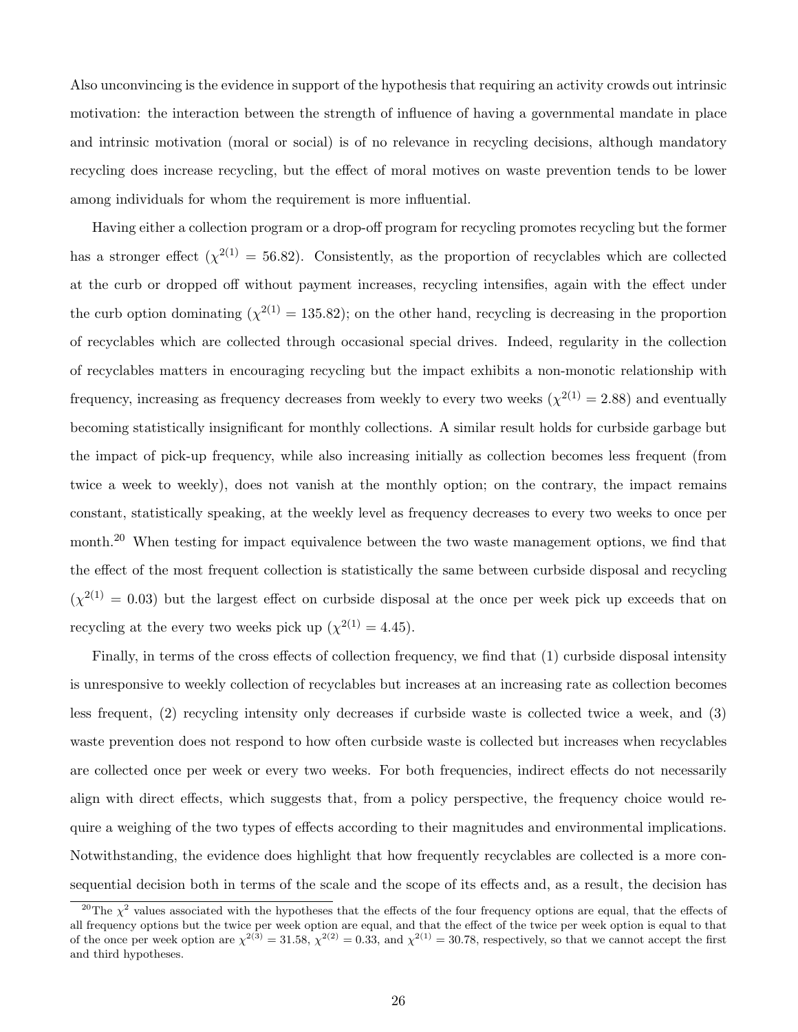Also unconvincing is the evidence in support of the hypothesis that requiring an activity crowds out intrinsic motivation: the interaction between the strength of influence of having a governmental mandate in place and intrinsic motivation (moral or social) is of no relevance in recycling decisions, although mandatory recycling does increase recycling, but the effect of moral motives on waste prevention tends to be lower among individuals for whom the requirement is more influential.

Having either a collection program or a drop-off program for recycling promotes recycling but the former has a stronger effect ($\chi^{2(1)} = 56.82$). Consistently, as the proportion of recyclables which are collected at the curb or dropped off without payment increases, recycling intensifies, again with the effect under the curb option dominating ($\chi^{2(1)} = 135.82$); on the other hand, recycling is decreasing in the proportion of recyclables which are collected through occasional special drives. Indeed, regularity in the collection of recyclables matters in encouraging recycling but the impact exhibits a non-monotic relationship with frequency, increasing as frequency decreases from weekly to every two weeks ($\chi^{2(1)} = 2.88$) and eventually becoming statistically insignificant for monthly collections. A similar result holds for curbside garbage but the impact of pick-up frequency, while also increasing initially as collection becomes less frequent (from twice a week to weekly), does not vanish at the monthly option; on the contrary, the impact remains constant, statistically speaking, at the weekly level as frequency decreases to every two weeks to once per month.[20] When testing for impact equivalence between the two waste management options, we find that the effect of the most frequent collection is statistically the same between curbside disposal and recycling ($\chi^{2(1)} = 0.03$) but the largest effect on curbside disposal at the once per week pick up exceeds that on recycling at the every two weeks pick up ($\chi^{2(1)} = 4.45$).

Finally, in terms of the cross effects of collection frequency, we find that (1) curbside disposal intensity is unresponsive to weekly collection of recyclables but increases at an increasing rate as collection becomes less frequent, (2) recycling intensity only decreases if curbside waste is collected twice a week, and (3) waste prevention does not respond to how often curbside waste is collected but increases when recyclables are collected once per week or every two weeks. For both frequencies, indirect effects do not necessarily align with direct effects, which suggests that, from a policy perspective, the frequency choice would require a weighing of the two types of effects according to their magnitudes and environmental implications. Notwithstanding, the evidence does highlight that how frequently recyclables are collected is a more consequential decision both in terms of the scale and the scope of its effects and, as a result, the decision has

[20] The $\chi^2$ values associated with the hypotheses that the effects of the four frequency options are equal, that the effects of all frequency options but the twice per week option are equal, and that the effect of the twice per week option is equal to that of the once per week option are $\chi^{2(3)} = 31.58$, $\chi^{2(2)} = 0.33$, and $\chi^{2(1)} = 30.78$, respectively, so that we cannot accept the first and third hypotheses.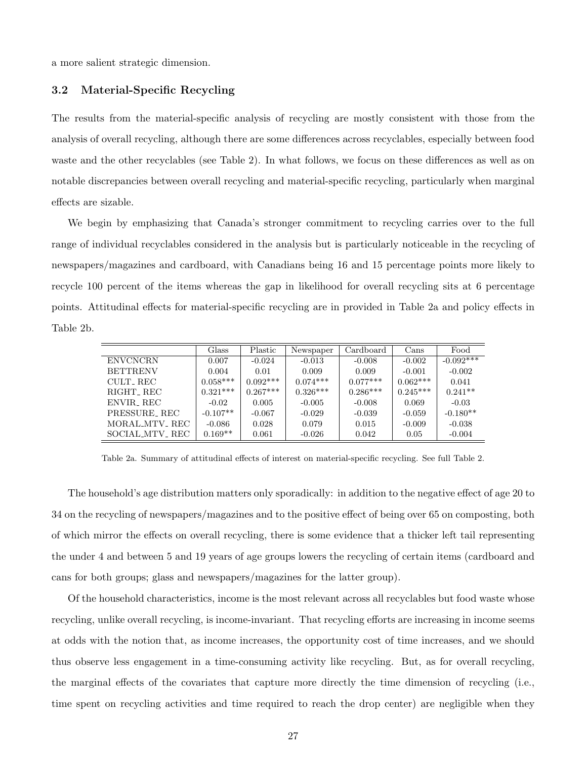a more salient strategic dimension.

### 3.2 Material-Specific Recycling

The results from the material-specific analysis of recycling are mostly consistent with those from the analysis of overall recycling, although there are some differences across recyclables, especially between food waste and the other recyclables (see Table 2). In what follows, we focus on these differences as well as on notable discrepancies between overall recycling and material-specific recycling, particularly when marginal effects are sizable.

We begin by emphasizing that Canada's stronger commitment to recycling carries over to the full range of individual recyclables considered in the analysis but is particularly noticeable in the recycling of newspapers/magazines and cardboard, with Canadians being 16 and 15 percentage points more likely to recycle 100 percent of the items whereas the gap in likelihood for overall recycling sits at 6 percentage points. Attitudinal effects for material-specific recycling are in provided in Table 2a and policy effects in Table 2b.

| | Glass | Plastic | Newspaper | Cardboard | Cans | Food |
|---|---|---|---|---|---|---|
| ENVCNCRN | 0.007 | -0.024 | -0.013 | -0.008 | -0.002 | -0.092*** |
| BETTRENV | 0.004 | 0.01 | 0.009 | 0.009 | -0.001 | -0.002 |
| CULT_REC | 0.058*** | 0.092*** | 0.074*** | 0.077*** | 0.062*** | 0.041 |
| RIGHT_REC | 0.321*** | 0.267*** | 0.326*** | 0.286*** | 0.245*** | 0.241** |
| ENVIR_REC | -0.02 | 0.005 | -0.005 | -0.008 | 0.069 | -0.03 |
| PRESSURE_REC | -0.107** | -0.067 | -0.029 | -0.039 | -0.059 | -0.180** |
| MORAL_MTV_REC | -0.086 | 0.028 | 0.079 | 0.015 | -0.009 | -0.038 |
| SOCIAL_MTV_REC | 0.169** | 0.061 | -0.026 | 0.042 | 0.05 | -0.004 |

Table 2a. Summary of attitudinal effects of interest on material-specific recycling. See full Table 2.

The household's age distribution matters only sporadically: in addition to the negative effect of age 20 to 34 on the recycling of newspapers/magazines and to the positive effect of being over 65 on composting, both of which mirror the effects on overall recycling, there is some evidence that a thicker left tail representing the under 4 and between 5 and 19 years of age groups lowers the recycling of certain items (cardboard and cans for both groups; glass and newspapers/magazines for the latter group).

Of the household characteristics, income is the most relevant across all recyclables but food waste whose recycling, unlike overall recycling, is income-invariant. That recycling efforts are increasing in income seems at odds with the notion that, as income increases, the opportunity cost of time increases, and we should thus observe less engagement in a time-consuming activity like recycling. But, as for overall recycling, the marginal effects of the covariates that capture more directly the time dimension of recycling (i.e., time spent on recycling activities and time required to reach the drop center) are negligible when they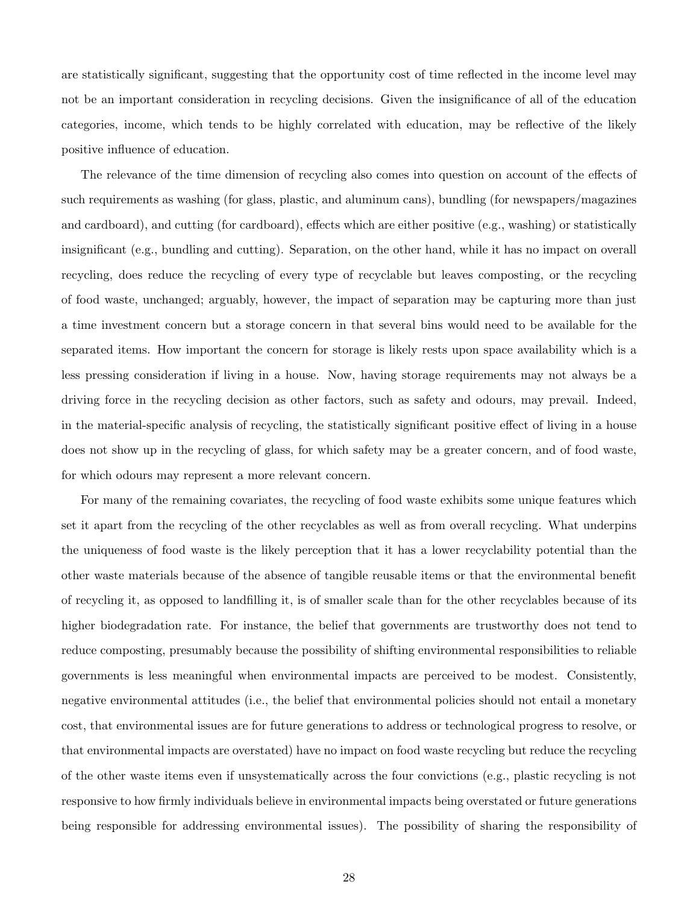are statistically significant, suggesting that the opportunity cost of time reflected in the income level may not be an important consideration in recycling decisions. Given the insignificance of all of the education categories, income, which tends to be highly correlated with education, may be reflective of the likely positive influence of education.

The relevance of the time dimension of recycling also comes into question on account of the effects of such requirements as washing (for glass, plastic, and aluminum cans), bundling (for newspapers/magazines and cardboard), and cutting (for cardboard), effects which are either positive (e.g., washing) or statistically insignificant (e.g., bundling and cutting). Separation, on the other hand, while it has no impact on overall recycling, does reduce the recycling of every type of recyclable but leaves composting, or the recycling of food waste, unchanged; arguably, however, the impact of separation may be capturing more than just a time investment concern but a storage concern in that several bins would need to be available for the separated items. How important the concern for storage is likely rests upon space availability which is a less pressing consideration if living in a house. Now, having storage requirements may not always be a driving force in the recycling decision as other factors, such as safety and odours, may prevail. Indeed, in the material-specific analysis of recycling, the statistically significant positive effect of living in a house does not show up in the recycling of glass, for which safety may be a greater concern, and of food waste, for which odours may represent a more relevant concern.

For many of the remaining covariates, the recycling of food waste exhibits some unique features which set it apart from the recycling of the other recyclables as well as from overall recycling. What underpins the uniqueness of food waste is the likely perception that it has a lower recyclability potential than the other waste materials because of the absence of tangible reusable items or that the environmental benefit of recycling it, as opposed to landfilling it, is of smaller scale than for the other recyclables because of its higher biodegradation rate. For instance, the belief that governments are trustworthy does not tend to reduce composting, presumably because the possibility of shifting environmental responsibilities to reliable governments is less meaningful when environmental impacts are perceived to be modest. Consistently, negative environmental attitudes (i.e., the belief that environmental policies should not entail a monetary cost, that environmental issues are for future generations to address or technological progress to resolve, or that environmental impacts are overstated) have no impact on food waste recycling but reduce the recycling of the other waste items even if unsystematically across the four convictions (e.g., plastic recycling is not responsive to how firmly individuals believe in environmental impacts being overstated or future generations being responsible for addressing environmental issues). The possibility of sharing the responsibility of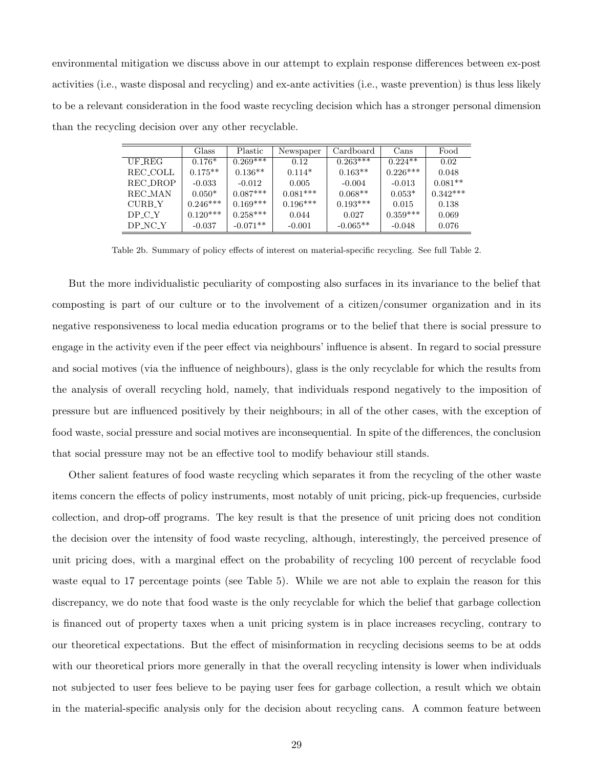environmental mitigation we discuss above in our attempt to explain response differences between ex-post activities (i.e., waste disposal and recycling) and ex-ante activities (i.e., waste prevention) is thus less likely to be a relevant consideration in the food waste recycling decision which has a stronger personal dimension than the recycling decision over any other recyclable.

| | Glass | Plastic | Newspaper | Cardboard | Cans | Food |
|---|---|---|---|---|---|---|
| UF_REG | 0.176* | 0.269*** | 0.12 | 0.263*** | 0.224** | 0.02 |
| REC_COLL | 0.175** | 0.136** | 0.114* | 0.163** | 0.226*** | 0.048 |
| REC_DROP | -0.033 | -0.012 | 0.005 | -0.004 | -0.013 | 0.081** |
| REC_MAN | 0.050* | 0.087*** | 0.081*** | 0.068** | 0.053* | 0.342*** |
| CURB_Y | 0.246*** | 0.169*** | 0.196*** | 0.193*** | 0.015 | 0.138 |
| DP_C_Y | 0.120*** | 0.258*** | 0.044 | 0.027 | 0.359*** | 0.069 |
| DP_NC_Y | -0.037 | -0.071** | -0.001 | -0.065** | -0.048 | 0.076 |

Table 2b. Summary of policy effects of interest on material-specific recycling. See full Table 2.

But the more individualistic peculiarity of composting also surfaces in its invariance to the belief that composting is part of our culture or to the involvement of a citizen/consumer organization and in its negative responsiveness to local media education programs or to the belief that there is social pressure to engage in the activity even if the peer effect via neighbours' influence is absent. In regard to social pressure and social motives (via the influence of neighbours), glass is the only recyclable for which the results from the analysis of overall recycling hold, namely, that individuals respond negatively to the imposition of pressure but are influenced positively by their neighbours; in all of the other cases, with the exception of food waste, social pressure and social motives are inconsequential. In spite of the differences, the conclusion that social pressure may not be an effective tool to modify behaviour still stands.

Other salient features of food waste recycling which separates it from the recycling of the other waste items concern the effects of policy instruments, most notably of unit pricing, pick-up frequencies, curbside collection, and drop-off programs. The key result is that the presence of unit pricing does not condition the decision over the intensity of food waste recycling, although, interestingly, the perceived presence of unit pricing does, with a marginal effect on the probability of recycling 100 percent of recyclable food waste equal to 17 percentage points (see Table 5). While we are not able to explain the reason for this discrepancy, we do note that food waste is the only recyclable for which the belief that garbage collection is financed out of property taxes when a unit pricing system is in place increases recycling, contrary to our theoretical expectations. But the effect of misinformation in recycling decisions seems to be at odds with our theoretical priors more generally in that the overall recycling intensity is lower when individuals not subjected to user fees believe to be paying user fees for garbage collection, a result which we obtain in the material-specific analysis only for the decision about recycling cans. A common feature between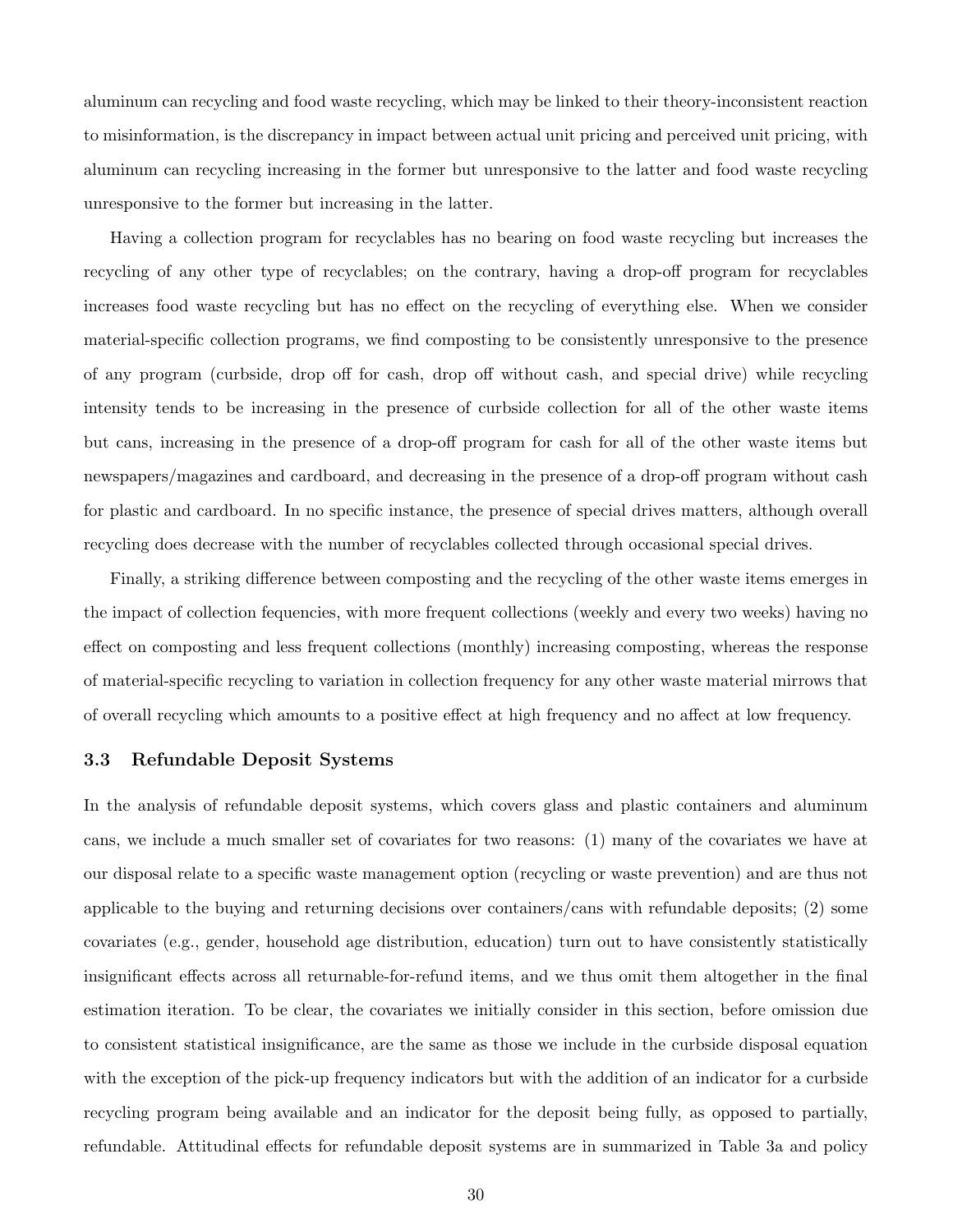aluminum can recycling and food waste recycling, which may be linked to their theory-inconsistent reaction to misinformation, is the discrepancy in impact between actual unit pricing and perceived unit pricing, with aluminum can recycling increasing in the former but unresponsive to the latter and food waste recycling unresponsive to the former but increasing in the latter.

Having a collection program for recyclables has no bearing on food waste recycling but increases the recycling of any other type of recyclables; on the contrary, having a drop-off program for recyclables increases food waste recycling but has no effect on the recycling of everything else. When we consider material-specific collection programs, we find composting to be consistently unresponsive to the presence of any program (curbside, drop off for cash, drop off without cash, and special drive) while recycling intensity tends to be increasing in the presence of curbside collection for all of the other waste items but cans, increasing in the presence of a drop-off program for cash for all of the other waste items but newspapers/magazines and cardboard, and decreasing in the presence of a drop-off program without cash for plastic and cardboard. In no specific instance, the presence of special drives matters, although overall recycling does decrease with the number of recyclables collected through occasional special drives.

Finally, a striking difference between composting and the recycling of the other waste items emerges in the impact of collection fequencies, with more frequent collections (weekly and every two weeks) having no effect on composting and less frequent collections (monthly) increasing composting, whereas the response of material-specific recycling to variation in collection frequency for any other waste material mirrows that of overall recycling which amounts to a positive effect at high frequency and no affect at low frequency.

### 3.3 Refundable Deposit Systems

In the analysis of refundable deposit systems, which covers glass and plastic containers and aluminum cans, we include a much smaller set of covariates for two reasons: (1) many of the covariates we have at our disposal relate to a specific waste management option (recycling or waste prevention) and are thus not applicable to the buying and returning decisions over containers/cans with refundable deposits; (2) some covariates (e.g., gender, household age distribution, education) turn out to have consistently statistically insignificant effects across all returnable-for-refund items, and we thus omit them altogether in the final estimation iteration. To be clear, the covariates we initially consider in this section, before omission due to consistent statistical insignificance, are the same as those we include in the curbside disposal equation with the exception of the pick-up frequency indicators but with the addition of an indicator for a curbside recycling program being available and an indicator for the deposit being fully, as opposed to partially, refundable. Attitudinal effects for refundable deposit systems are in summarized in Table 3a and policy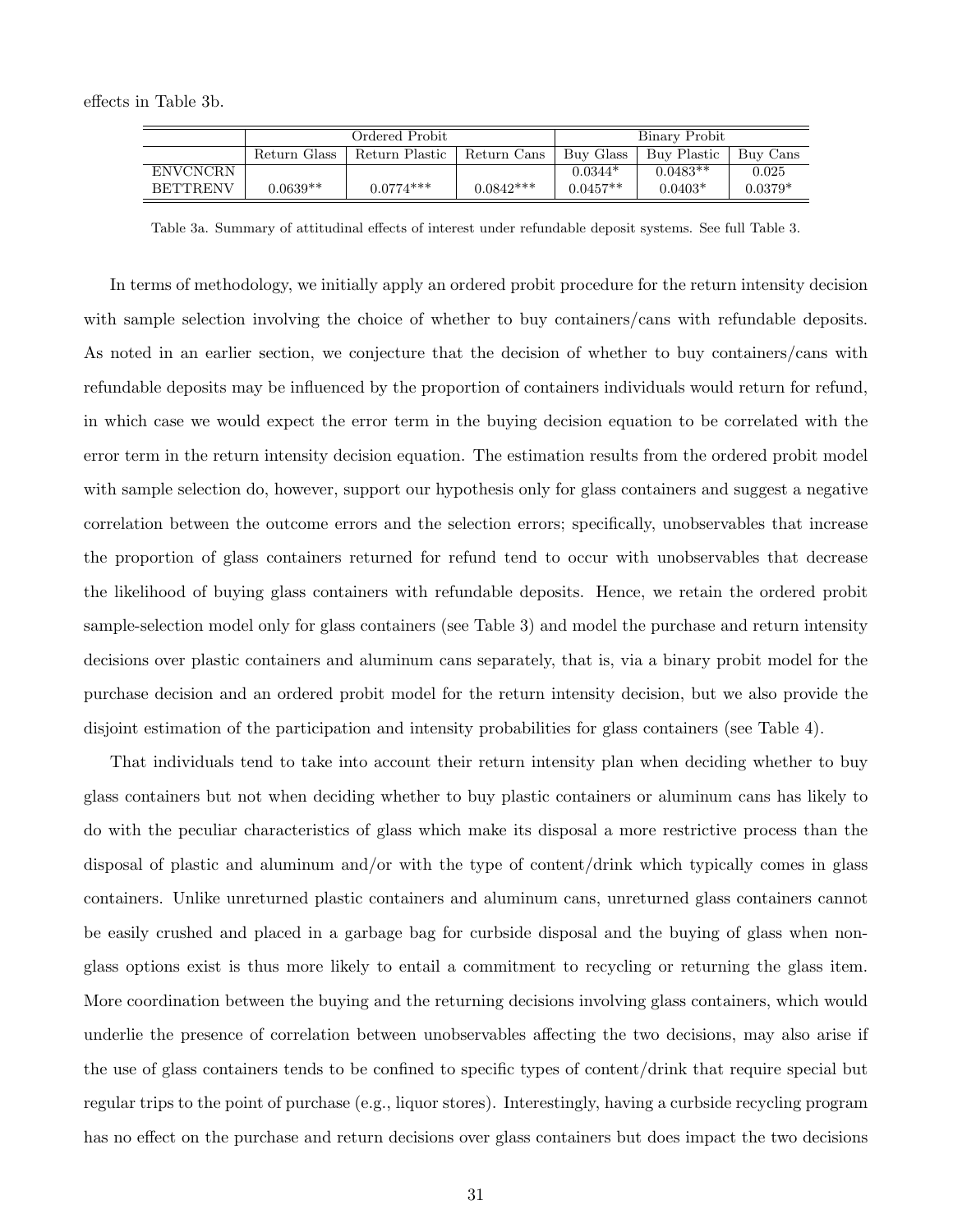effects in Table 3b.

| | Ordered Probit | | | Binary Probit | | |
|---|---|---|---|---|---|---|
| | Return Glass | Return Plastic | Return Cans | Buy Glass | Buy Plastic | Buy Cans |
| ENVCNCRN | | | | 0.0344* | 0.0483** | 0.025 |
| BETTRENV | 0.0639** | 0.0774*** | 0.0842*** | 0.0457** | 0.0403* | 0.0379* |

Table 3a. Summary of attitudinal effects of interest under refundable deposit systems. See full Table 3.

In terms of methodology, we initially apply an ordered probit procedure for the return intensity decision with sample selection involving the choice of whether to buy containers/cans with refundable deposits. As noted in an earlier section, we conjecture that the decision of whether to buy containers/cans with refundable deposits may be influenced by the proportion of containers individuals would return for refund, in which case we would expect the error term in the buying decision equation to be correlated with the error term in the return intensity decision equation. The estimation results from the ordered probit model with sample selection do, however, support our hypothesis only for glass containers and suggest a negative correlation between the outcome errors and the selection errors; specifically, unobservables that increase the proportion of glass containers returned for refund tend to occur with unobservables that decrease the likelihood of buying glass containers with refundable deposits. Hence, we retain the ordered probit sample-selection model only for glass containers (see Table 3) and model the purchase and return intensity decisions over plastic containers and aluminum cans separately, that is, via a binary probit model for the purchase decision and an ordered probit model for the return intensity decision, but we also provide the disjoint estimation of the participation and intensity probabilities for glass containers (see Table 4).

That individuals tend to take into account their return intensity plan when deciding whether to buy glass containers but not when deciding whether to buy plastic containers or aluminum cans has likely to do with the peculiar characteristics of glass which make its disposal a more restrictive process than the disposal of plastic and aluminum and/or with the type of content/drink which typically comes in glass containers. Unlike unreturned plastic containers and aluminum cans, unreturned glass containers cannot be easily crushed and placed in a garbage bag for curbside disposal and the buying of glass when non-glass options exist is thus more likely to entail a commitment to recycling or returning the glass item. More coordination between the buying and the returning decisions involving glass containers, which would underlie the presence of correlation between unobservables affecting the two decisions, may also arise if the use of glass containers tends to be confined to specific types of content/drink that require special but regular trips to the point of purchase (e.g., liquor stores). Interestingly, having a curbside recycling program has no effect on the purchase and return decisions over glass containers but does impact the two decisions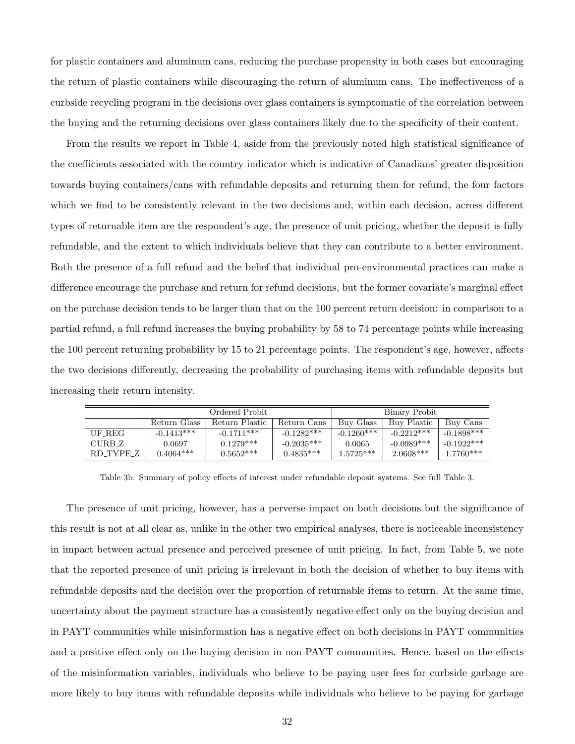for plastic containers and aluminum cans, reducing the purchase propensity in both cases but encouraging the return of plastic containers while discouraging the return of aluminum cans. The ineffectiveness of a curbside recycling program in the decisions over glass containers is symptomatic of the correlation between the buying and the returning decisions over glass containers likely due to the specificity of their content.

From the results we report in Table 4, aside from the previously noted high statistical significance of the coefficients associated with the country indicator which is indicative of Canadians' greater disposition towards buying containers/cans with refundable deposits and returning them for refund, the four factors which we find to be consistently relevant in the two decisions and, within each decision, across different types of returnable item are the respondent's age, the presence of unit pricing, whether the deposit is fully refundable, and the extent to which individuals believe that they can contribute to a better environment. Both the presence of a full refund and the belief that individual pro-environmental practices can make a difference encourage the purchase and return for refund decisions, but the former covariate's marginal effect on the purchase decision tends to be larger than that on the 100 percent return decision: in comparison to a partial refund, a full refund increases the buying probability by 58 to 74 percentage points while increasing the 100 percent returning probability by 15 to 21 percentage points. The respondent's age, however, affects the two decisions differently, decreasing the probability of purchasing items with refundable deposits but increasing their return intensity.

| | Ordered Probit | | | Binary Probit | | |
|---|---|---|---|---|---|---|
| | Return Glass | Return Plastic | Return Cans | Buy Glass | Buy Plastic | Buy Cans |
| UF_REG | -0.1413*** | -0.1711*** | -0.1282*** | -0.1260*** | -0.2212*** | -0.1898*** |
| CURB_Z | 0.0697 | 0.1279*** | -0.2035*** | 0.0065 | -0.0989*** | -0.1922*** |
| RD_TYPE_Z | 0.4064*** | 0.5652*** | 0.4835*** | 1.5725*** | 2.0608*** | 1.7760*** |

Table 3b. Summary of policy effects of interest under refundable deposit systems. See full Table 3.

The presence of unit pricing, however, has a perverse impact on both decisions but the significance of this result is not at all clear as, unlike in the other two empirical analyses, there is noticeable inconsistency in impact between actual presence and perceived presence of unit pricing. In fact, from Table 5, we note that the reported presence of unit pricing is irrelevant in both the decision of whether to buy items with refundable deposits and the decision over the proportion of returnable items to return. At the same time, uncertainty about the payment structure has a consistently negative effect only on the buying decision and in PAYT communities while misinformation has a negative effect on both decisions in PAYT communities and a positive effect only on the buying decision in non-PAYT communities. Hence, based on the effects of the misinformation variables, individuals who believe to be paying user fees for curbside garbage are more likely to buy items with refundable deposits while individuals who believe to be paying for garbage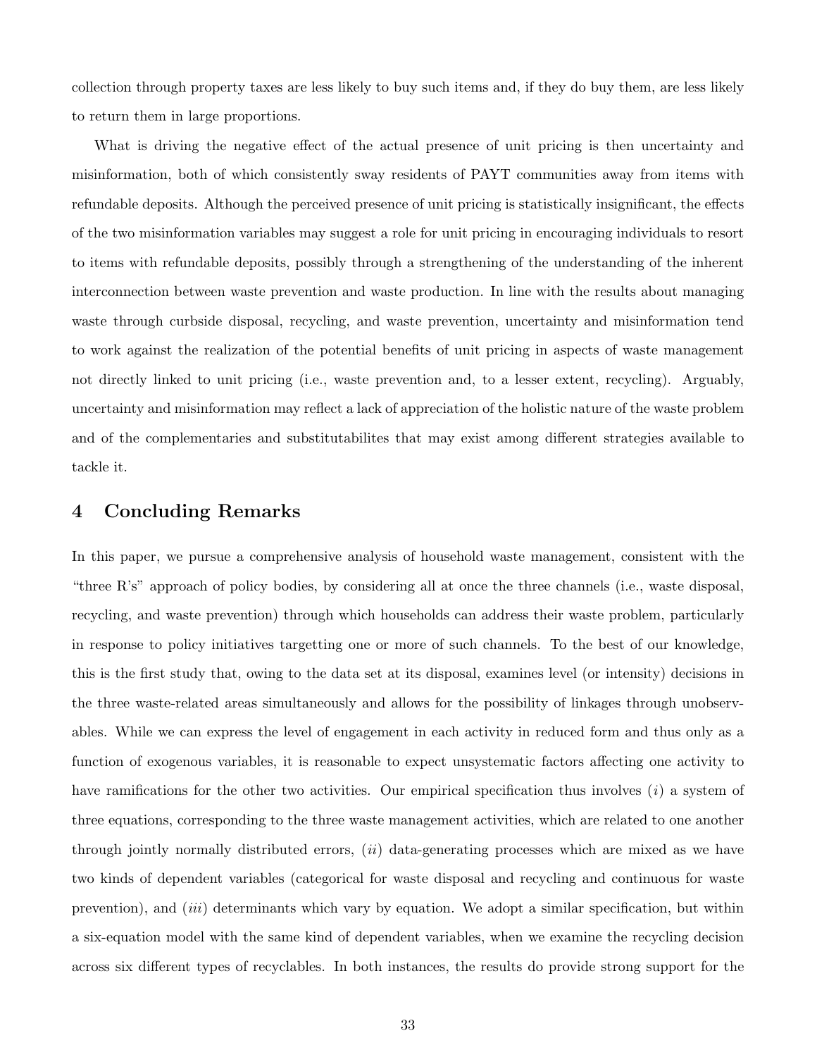collection through property taxes are less likely to buy such items and, if they do buy them, are less likely to return them in large proportions.

What is driving the negative effect of the actual presence of unit pricing is then uncertainty and misinformation, both of which consistently sway residents of PAYT communities away from items with refundable deposits. Although the perceived presence of unit pricing is statistically insignificant, the effects of the two misinformation variables may suggest a role for unit pricing in encouraging individuals to resort to items with refundable deposits, possibly through a strengthening of the understanding of the inherent interconnection between waste prevention and waste production. In line with the results about managing waste through curbside disposal, recycling, and waste prevention, uncertainty and misinformation tend to work against the realization of the potential benefits of unit pricing in aspects of waste management not directly linked to unit pricing (i.e., waste prevention and, to a lesser extent, recycling). Arguably, uncertainty and misinformation may reflect a lack of appreciation of the holistic nature of the waste problem and of the complementaries and substitutabilites that may exist among different strategies available to tackle it.

## 4 Concluding Remarks

In this paper, we pursue a comprehensive analysis of household waste management, consistent with the "three R's" approach of policy bodies, by considering all at once the three channels (i.e., waste disposal, recycling, and waste prevention) through which households can address their waste problem, particularly in response to policy initiatives targetting one or more of such channels. To the best of our knowledge, this is the first study that, owing to the data set at its disposal, examines level (or intensity) decisions in the three waste-related areas simultaneously and allows for the possibility of linkages through unobservables. While we can express the level of engagement in each activity in reduced form and thus only as a function of exogenous variables, it is reasonable to expect unsystematic factors affecting one activity to have ramifications for the other two activities. Our empirical specification thus involves (*i*) a system of three equations, corresponding to the three waste management activities, which are related to one another through jointly normally distributed errors, (*ii*) data-generating processes which are mixed as we have two kinds of dependent variables (categorical for waste disposal and recycling and continuous for waste prevention), and (*iii*) determinants which vary by equation. We adopt a similar specification, but within a six-equation model with the same kind of dependent variables, when we examine the recycling decision across six different types of recyclables. In both instances, the results do provide strong support for the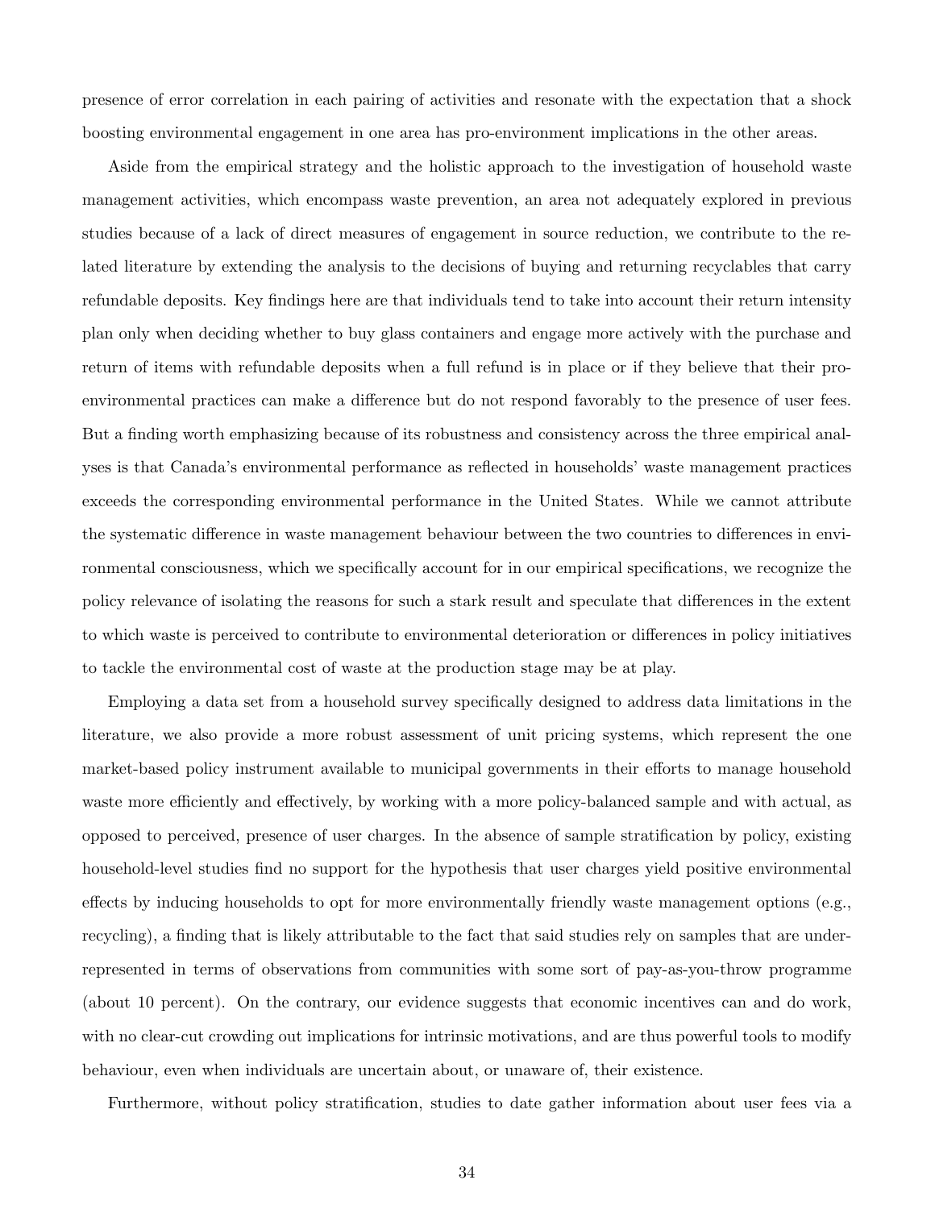presence of error correlation in each pairing of activities and resonate with the expectation that a shock boosting environmental engagement in one area has pro-environment implications in the other areas.

Aside from the empirical strategy and the holistic approach to the investigation of household waste management activities, which encompass waste prevention, an area not adequately explored in previous studies because of a lack of direct measures of engagement in source reduction, we contribute to the related literature by extending the analysis to the decisions of buying and returning recyclables that carry refundable deposits. Key findings here are that individuals tend to take into account their return intensity plan only when deciding whether to buy glass containers and engage more actively with the purchase and return of items with refundable deposits when a full refund is in place or if they believe that their pro-environmental practices can make a difference but do not respond favorably to the presence of user fees. But a finding worth emphasizing because of its robustness and consistency across the three empirical analyses is that Canada's environmental performance as reflected in households' waste management practices exceeds the corresponding environmental performance in the United States. While we cannot attribute the systematic difference in waste management behaviour between the two countries to differences in environmental consciousness, which we specifically account for in our empirical specifications, we recognize the policy relevance of isolating the reasons for such a stark result and speculate that differences in the extent to which waste is perceived to contribute to environmental deterioration or differences in policy initiatives to tackle the environmental cost of waste at the production stage may be at play.

Employing a data set from a household survey specifically designed to address data limitations in the literature, we also provide a more robust assessment of unit pricing systems, which represent the one market-based policy instrument available to municipal governments in their efforts to manage household waste more efficiently and effectively, by working with a more policy-balanced sample and with actual, as opposed to perceived, presence of user charges. In the absence of sample stratification by policy, existing household-level studies find no support for the hypothesis that user charges yield positive environmental effects by inducing households to opt for more environmentally friendly waste management options (e.g., recycling), a finding that is likely attributable to the fact that said studies rely on samples that are under-represented in terms of observations from communities with some sort of pay-as-you-throw programme (about 10 percent). On the contrary, our evidence suggests that economic incentives can and do work, with no clear-cut crowding out implications for intrinsic motivations, and are thus powerful tools to modify behaviour, even when individuals are uncertain about, or unaware of, their existence.

Furthermore, without policy stratification, studies to date gather information about user fees via a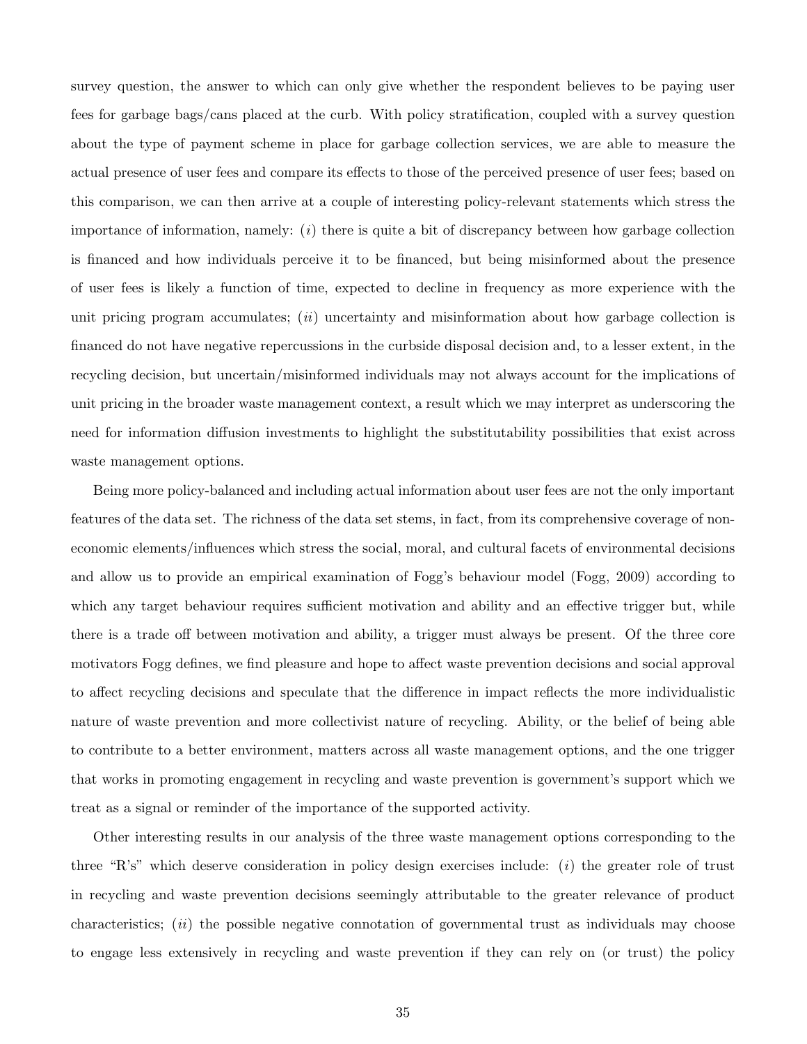survey question, the answer to which can only give whether the respondent believes to be paying user fees for garbage bags/cans placed at the curb. With policy stratification, coupled with a survey question about the type of payment scheme in place for garbage collection services, we are able to measure the actual presence of user fees and compare its effects to those of the perceived presence of user fees; based on this comparison, we can then arrive at a couple of interesting policy-relevant statements which stress the importance of information, namely: (*i*) there is quite a bit of discrepancy between how garbage collection is financed and how individuals perceive it to be financed, but being misinformed about the presence of user fees is likely a function of time, expected to decline in frequency as more experience with the unit pricing program accumulates; (*ii*) uncertainty and misinformation about how garbage collection is financed do not have negative repercussions in the curbside disposal decision and, to a lesser extent, in the recycling decision, but uncertain/misinformed individuals may not always account for the implications of unit pricing in the broader waste management context, a result which we may interpret as underscoring the need for information diffusion investments to highlight the substitutability possibilities that exist across waste management options.

Being more policy-balanced and including actual information about user fees are not the only important features of the data set. The richness of the data set stems, in fact, from its comprehensive coverage of non-economic elements/influences which stress the social, moral, and cultural facets of environmental decisions and allow us to provide an empirical examination of Fogg's behaviour model (Fogg, 2009) according to which any target behaviour requires sufficient motivation and ability and an effective trigger but, while there is a trade off between motivation and ability, a trigger must always be present. Of the three core motivators Fogg defines, we find pleasure and hope to affect waste prevention decisions and social approval to affect recycling decisions and speculate that the difference in impact reflects the more individualistic nature of waste prevention and more collectivist nature of recycling. Ability, or the belief of being able to contribute to a better environment, matters across all waste management options, and the one trigger that works in promoting engagement in recycling and waste prevention is government's support which we treat as a signal or reminder of the importance of the supported activity.

Other interesting results in our analysis of the three waste management options corresponding to the three "R's" which deserve consideration in policy design exercises include: (*i*) the greater role of trust in recycling and waste prevention decisions seemingly attributable to the greater relevance of product characteristics; (*ii*) the possible negative connotation of governmental trust as individuals may choose to engage less extensively in recycling and waste prevention if they can rely on (or trust) the policy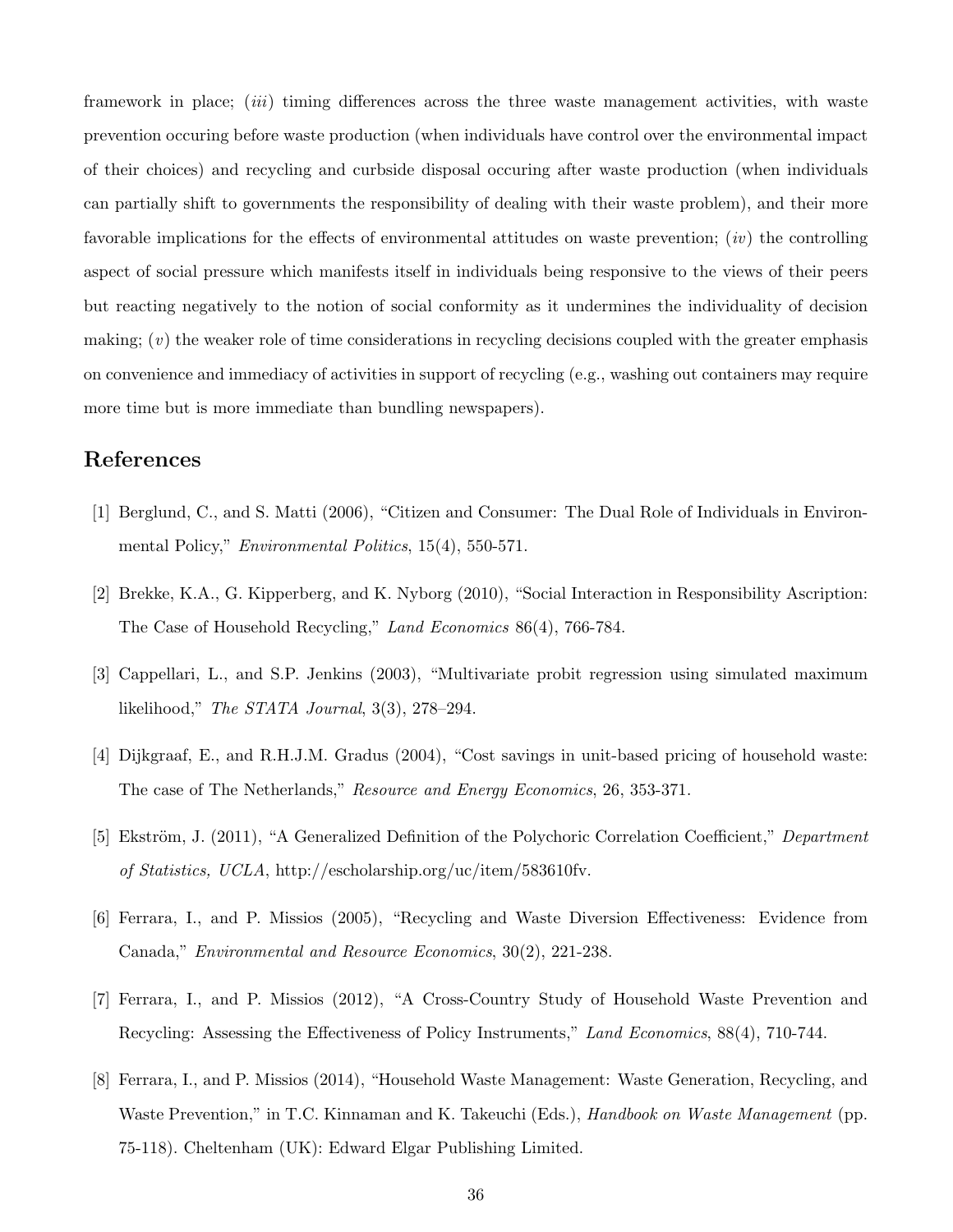framework in place; (*iii*) timing differences across the three waste management activities, with waste prevention occuring before waste production (when individuals have control over the environmental impact of their choices) and recycling and curbside disposal occuring after waste production (when individuals can partially shift to governments the responsibility of dealing with their waste problem), and their more favorable implications for the effects of environmental attitudes on waste prevention; (*iv*) the controlling aspect of social pressure which manifests itself in individuals being responsive to the views of their peers but reacting negatively to the notion of social conformity as it undermines the individuality of decision making; (*v*) the weaker role of time considerations in recycling decisions coupled with the greater emphasis on convenience and immediacy of activities in support of recycling (e.g., washing out containers may require more time but is more immediate than bundling newspapers).

## References

[1] Berglund, C., and S. Matti (2006), "Citizen and Consumer: The Dual Role of Individuals in Environmental Policy," *Environmental Politics*, 15(4), 550-571.

[2] Brekke, K.A., G. Kipperberg, and K. Nyborg (2010), "Social Interaction in Responsibility Ascription: The Case of Household Recycling," *Land Economics* 86(4), 766-784.

[3] Cappellari, L., and S.P. Jenkins (2003), "Multivariate probit regression using simulated maximum likelihood," *The STATA Journal*, 3(3), 278–294.

[4] Dijkgraaf, E., and R.H.J.M. Gradus (2004), "Cost savings in unit-based pricing of household waste: The case of The Netherlands," *Resource and Energy Economics*, 26, 353-371.

[5] Ekström, J. (2011), "A Generalized Definition of the Polychoric Correlation Coefficient," *Department of Statistics, UCLA*, http://escholarship.org/uc/item/583610fv.

[6] Ferrara, I., and P. Missios (2005), "Recycling and Waste Diversion Effectiveness: Evidence from Canada," *Environmental and Resource Economics*, 30(2), 221-238.

[7] Ferrara, I., and P. Missios (2012), "A Cross-Country Study of Household Waste Prevention and Recycling: Assessing the Effectiveness of Policy Instruments," *Land Economics*, 88(4), 710-744.

[8] Ferrara, I., and P. Missios (2014), "Household Waste Management: Waste Generation, Recycling, and Waste Prevention," in T.C. Kinnaman and K. Takeuchi (Eds.), *Handbook on Waste Management* (pp. 75-118). Cheltenham (UK): Edward Elgar Publishing Limited.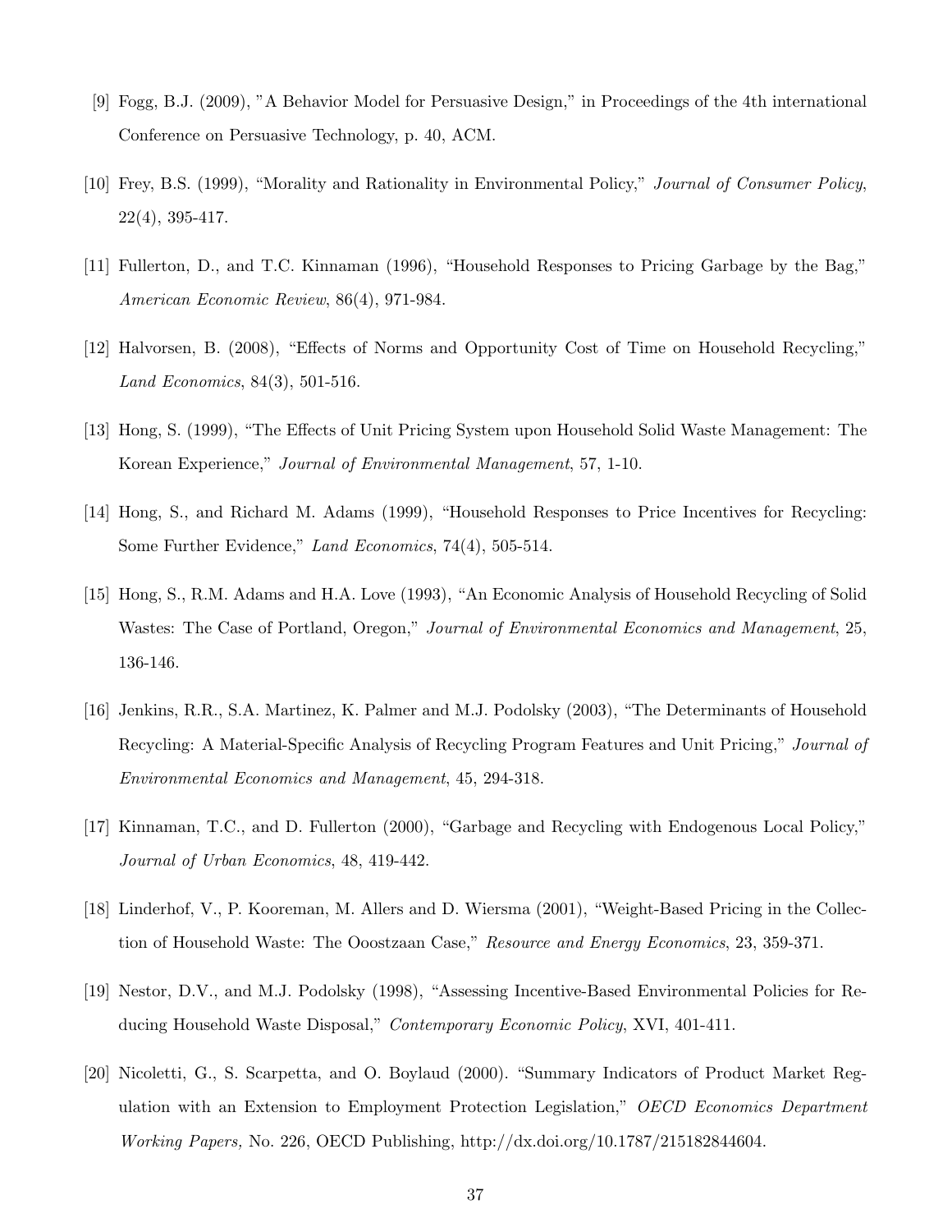[9] Fogg, B.J. (2009), "A Behavior Model for Persuasive Design," in Proceedings of the 4th international Conference on Persuasive Technology, p. 40, ACM.

[10] Frey, B.S. (1999), "Morality and Rationality in Environmental Policy," *Journal of Consumer Policy*, 22(4), 395-417.

[11] Fullerton, D., and T.C. Kinnaman (1996), "Household Responses to Pricing Garbage by the Bag," *American Economic Review*, 86(4), 971-984.

[12] Halvorsen, B. (2008), "Effects of Norms and Opportunity Cost of Time on Household Recycling," *Land Economics*, 84(3), 501-516.

[13] Hong, S. (1999), "The Effects of Unit Pricing System upon Household Solid Waste Management: The Korean Experience," *Journal of Environmental Management*, 57, 1-10.

[14] Hong, S., and Richard M. Adams (1999), "Household Responses to Price Incentives for Recycling: Some Further Evidence," *Land Economics*, 74(4), 505-514.

[15] Hong, S., R.M. Adams and H.A. Love (1993), "An Economic Analysis of Household Recycling of Solid Wastes: The Case of Portland, Oregon," *Journal of Environmental Economics and Management*, 25, 136-146.

[16] Jenkins, R.R., S.A. Martinez, K. Palmer and M.J. Podolsky (2003), "The Determinants of Household Recycling: A Material-Specific Analysis of Recycling Program Features and Unit Pricing," *Journal of Environmental Economics and Management*, 45, 294-318.

[17] Kinnaman, T.C., and D. Fullerton (2000), "Garbage and Recycling with Endogenous Local Policy," *Journal of Urban Economics*, 48, 419-442.

[18] Linderhof, V., P. Kooreman, M. Allers and D. Wiersma (2001), "Weight-Based Pricing in the Collection of Household Waste: The Ooostzaan Case," *Resource and Energy Economics*, 23, 359-371.

[19] Nestor, D.V., and M.J. Podolsky (1998), "Assessing Incentive-Based Environmental Policies for Reducing Household Waste Disposal," *Contemporary Economic Policy*, XVI, 401-411.

[20] Nicoletti, G., S. Scarpetta, and O. Boylaud (2000). "Summary Indicators of Product Market Regulation with an Extension to Employment Protection Legislation," *OECD Economics Department Working Papers,* No. 226, OECD Publishing, http://dx.doi.org/10.1787/215182844604.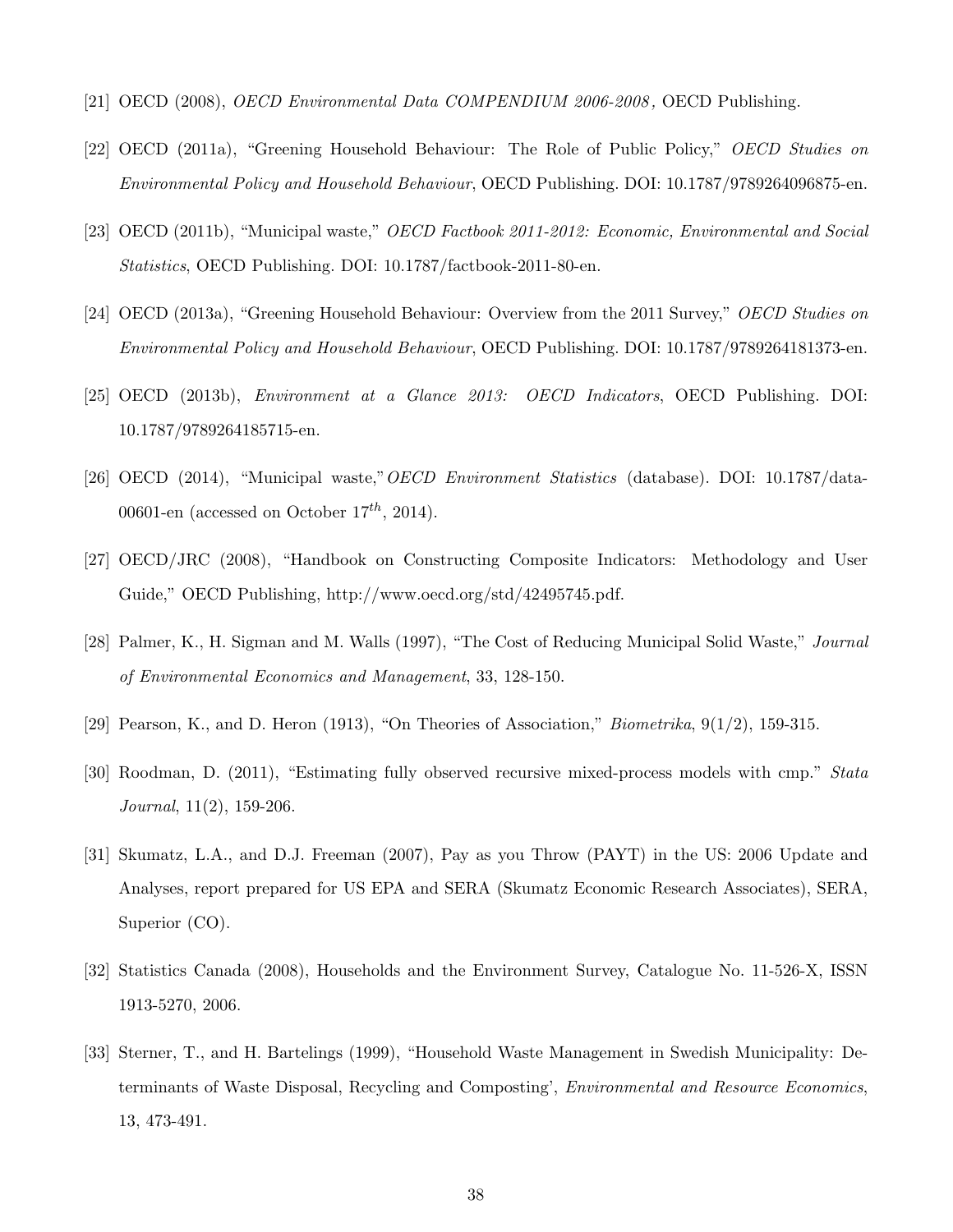[21] OECD (2008), *OECD Environmental Data COMPENDIUM 2006-2008*, OECD Publishing.

[22] OECD (2011a), "Greening Household Behaviour: The Role of Public Policy," *OECD Studies on Environmental Policy and Household Behaviour*, OECD Publishing. DOI: 10.1787/9789264096875-en.

[23] OECD (2011b), "Municipal waste," *OECD Factbook 2011-2012: Economic, Environmental and Social Statistics*, OECD Publishing. DOI: 10.1787/factbook-2011-80-en.

[24] OECD (2013a), "Greening Household Behaviour: Overview from the 2011 Survey," *OECD Studies on Environmental Policy and Household Behaviour*, OECD Publishing. DOI: 10.1787/9789264181373-en.

[25] OECD (2013b), *Environment at a Glance 2013: OECD Indicators*, OECD Publishing. DOI: 10.1787/9789264185715-en.

[26] OECD (2014), "Municipal waste,"*OECD Environment Statistics* (database). DOI: 10.1787/data-00601-en (accessed on October $17^{th}$, 2014).

[27] OECD/JRC (2008), "Handbook on Constructing Composite Indicators: Methodology and User Guide," OECD Publishing, http://www.oecd.org/std/42495745.pdf.

[28] Palmer, K., H. Sigman and M. Walls (1997), "The Cost of Reducing Municipal Solid Waste," *Journal of Environmental Economics and Management*, 33, 128-150.

[29] Pearson, K., and D. Heron (1913), "On Theories of Association," *Biometrika*, 9(1/2), 159-315.

[30] Roodman, D. (2011), "Estimating fully observed recursive mixed-process models with cmp." *Stata Journal*, 11(2), 159-206.

[31] Skumatz, L.A., and D.J. Freeman (2007), Pay as you Throw (PAYT) in the US: 2006 Update and Analyses, report prepared for US EPA and SERA (Skumatz Economic Research Associates), SERA, Superior (CO).

[32] Statistics Canada (2008), Households and the Environment Survey, Catalogue No. 11-526-X, ISSN 1913-5270, 2006.

[33] Sterner, T., and H. Bartelings (1999), "Household Waste Management in Swedish Municipality: Determinants of Waste Disposal, Recycling and Composting', *Environmental and Resource Economics*, 13, 473-491.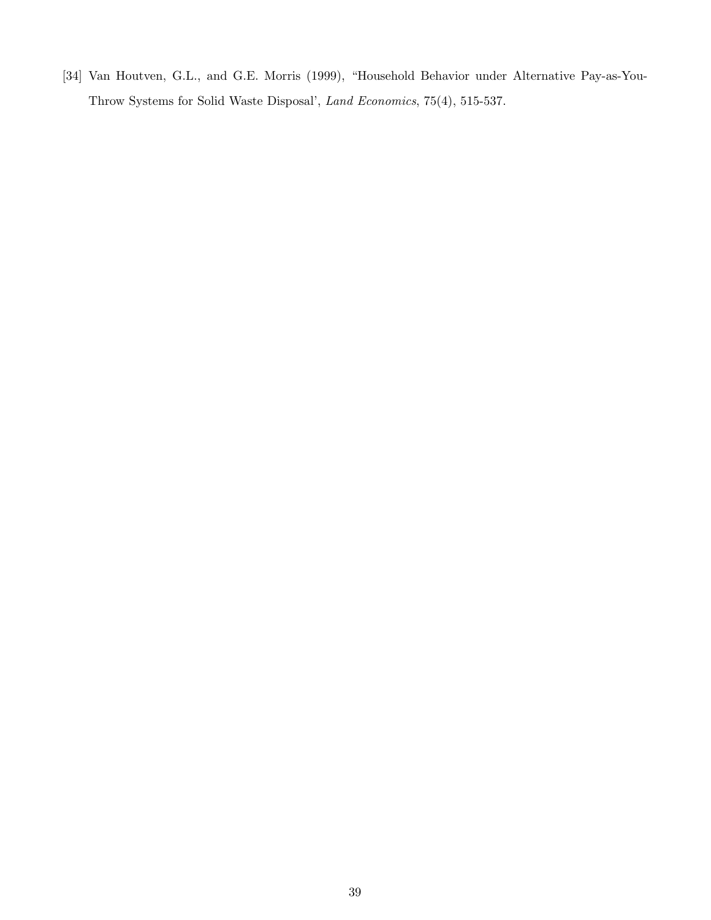[34] Van Houtven, G.L., and G.E. Morris (1999), "Household Behavior under Alternative Pay-as-You-Throw Systems for Solid Waste Disposal', *Land Economics*, 75(4), 515-537.